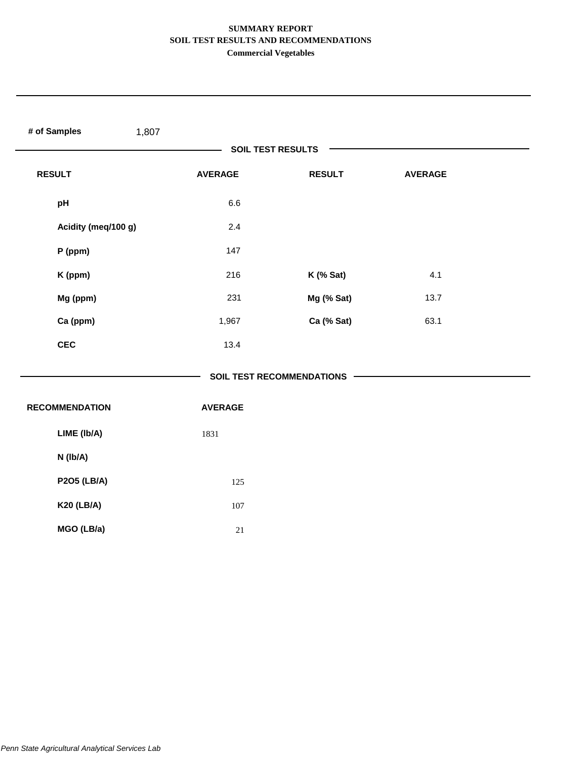# SUMMARY REPORT
## SOIL TEST RESULTS AND RECOMMENDATIONS
### Commercial Vegetables

**# of Samples** 1,807

**SOIL TEST RESULTS**

| RESULT | AVERAGE | RESULT | AVERAGE |
|---|---|---|---|
| pH | 6.6 | | |
| Acidity (meq/100 g) | 2.4 | | |
| P (ppm) | 147 | | |
| K (ppm) | 216 | K (% Sat) | 4.1 |
| Mg (ppm) | 231 | Mg (% Sat) | 13.7 |
| Ca (ppm) | 1,967 | Ca (% Sat) | 63.1 |
| CEC | 13.4 | | |

**SOIL TEST RECOMMENDATIONS**

| RECOMMENDATION | AVERAGE |
|---|---|
| LIME (lb/A) | 1831 |
| N (lb/A) | |
| P2O5 (LB/A) | 125 |
| K20 (LB/A) | 107 |
| MGO (LB/a) | 21 |

*Penn State Agricultural Analytical Services Lab*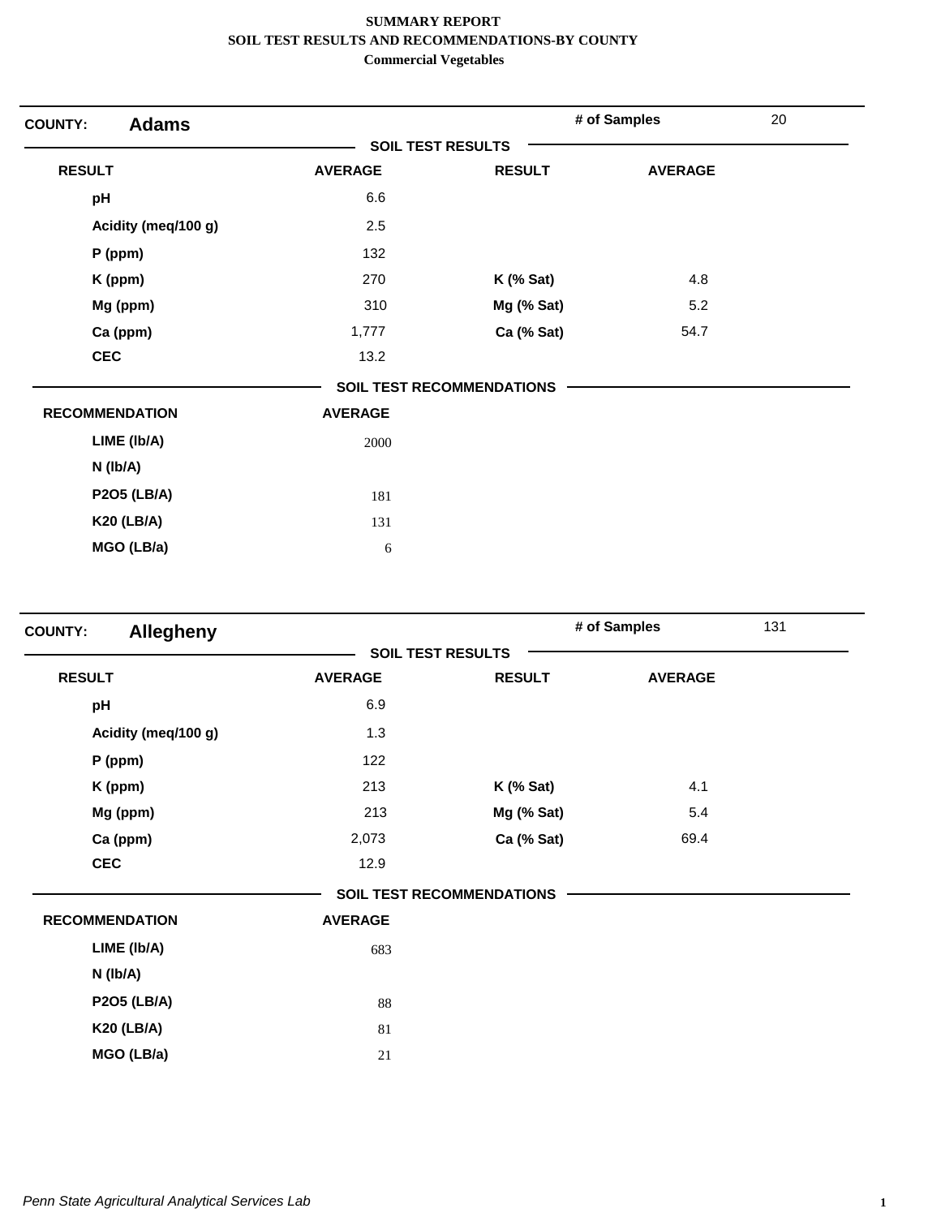# SUMMARY REPORT
## SOIL TEST RESULTS AND RECOMMENDATIONS-BY COUNTY
### Commercial Vegetables

**COUNTY: Adams** — # of Samples: 20

**SOIL TEST RESULTS**

| RESULT | AVERAGE | RESULT | AVERAGE |
|---|---|---|---|
| pH | 6.6 | | |
| Acidity (meq/100 g) | 2.5 | | |
| P (ppm) | 132 | | |
| K (ppm) | 270 | K (% Sat) | 4.8 |
| Mg (ppm) | 310 | Mg (% Sat) | 5.2 |
| Ca (ppm) | 1,777 | Ca (% Sat) | 54.7 |
| CEC | 13.2 | | |

**SOIL TEST RECOMMENDATIONS**

| RECOMMENDATION | AVERAGE |
|---|---|
| LIME (lb/A) | 2000 |
| N (lb/A) | |
| P2O5 (LB/A) | 181 |
| K20 (LB/A) | 131 |
| MGO (LB/a) | 6 |

**COUNTY: Allegheny** — # of Samples: 131

**SOIL TEST RESULTS**

| RESULT | AVERAGE | RESULT | AVERAGE |
|---|---|---|---|
| pH | 6.9 | | |
| Acidity (meq/100 g) | 1.3 | | |
| P (ppm) | 122 | | |
| K (ppm) | 213 | K (% Sat) | 4.1 |
| Mg (ppm) | 213 | Mg (% Sat) | 5.4 |
| Ca (ppm) | 2,073 | Ca (% Sat) | 69.4 |
| CEC | 12.9 | | |

**SOIL TEST RECOMMENDATIONS**

| RECOMMENDATION | AVERAGE |
|---|---|
| LIME (lb/A) | 683 |
| N (lb/A) | |
| P2O5 (LB/A) | 88 |
| K20 (LB/A) | 81 |
| MGO (LB/a) | 21 |

*Penn State Agricultural Analytical Services Lab*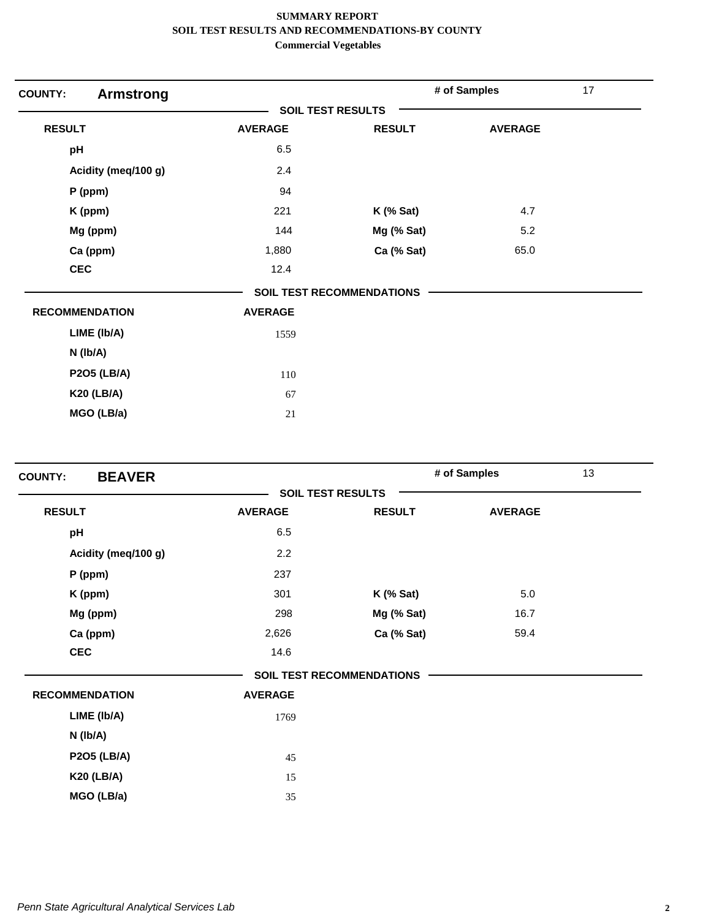**SUMMARY REPORT**
**SOIL TEST RESULTS AND RECOMMENDATIONS-BY COUNTY**
**Commercial Vegetables**

**COUNTY: Armstrong** — # of Samples: 17

**SOIL TEST RESULTS**

| RESULT | AVERAGE | RESULT | AVERAGE |
|---|---|---|---|
| pH | 6.5 | | |
| Acidity (meq/100 g) | 2.4 | | |
| P (ppm) | 94 | | |
| K (ppm) | 221 | K (% Sat) | 4.7 |
| Mg (ppm) | 144 | Mg (% Sat) | 5.2 |
| Ca (ppm) | 1,880 | Ca (% Sat) | 65.0 |
| CEC | 12.4 | | |

**SOIL TEST RECOMMENDATIONS**

| RECOMMENDATION | AVERAGE |
|---|---|
| LIME (lb/A) | 1559 |
| N (lb/A) | |
| P2O5 (LB/A) | 110 |
| K20 (LB/A) | 67 |
| MGO (LB/a) | 21 |

**COUNTY: BEAVER** — # of Samples: 13

**SOIL TEST RESULTS**

| RESULT | AVERAGE | RESULT | AVERAGE |
|---|---|---|---|
| pH | 6.5 | | |
| Acidity (meq/100 g) | 2.2 | | |
| P (ppm) | 237 | | |
| K (ppm) | 301 | K (% Sat) | 5.0 |
| Mg (ppm) | 298 | Mg (% Sat) | 16.7 |
| Ca (ppm) | 2,626 | Ca (% Sat) | 59.4 |
| CEC | 14.6 | | |

**SOIL TEST RECOMMENDATIONS**

| RECOMMENDATION | AVERAGE |
|---|---|
| LIME (lb/A) | 1769 |
| N (lb/A) | |
| P2O5 (LB/A) | 45 |
| K20 (LB/A) | 15 |
| MGO (LB/a) | 35 |

*Penn State Agricultural Analytical Services Lab*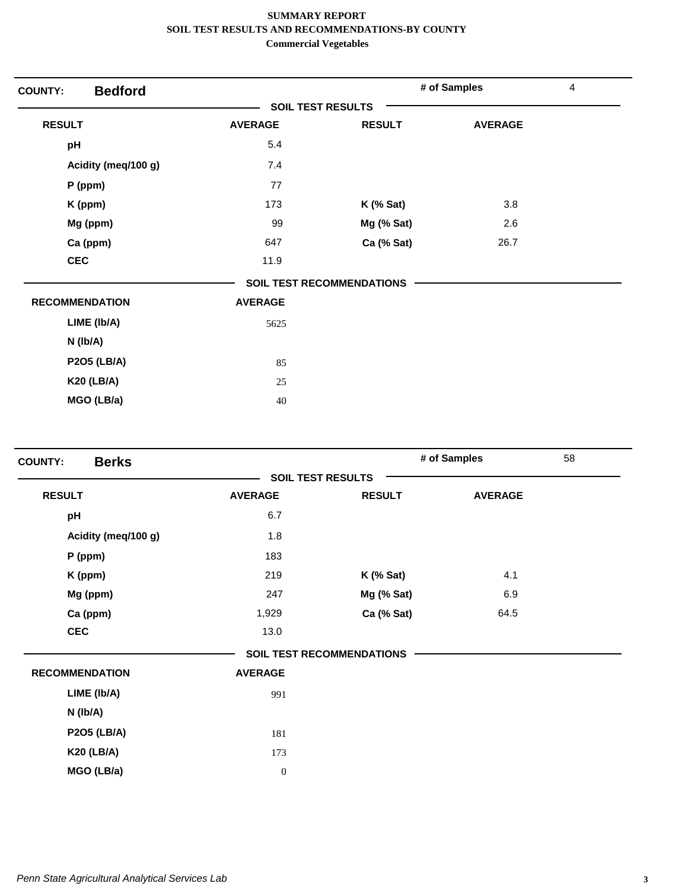**SUMMARY REPORT**
**SOIL TEST RESULTS AND RECOMMENDATIONS-BY COUNTY**
**Commercial Vegetables**

## COUNTY: Bedford

**# of Samples** 4

**SOIL TEST RESULTS**

| RESULT | AVERAGE | RESULT | AVERAGE |
|---|---|---|---|
| pH | 5.4 | | |
| Acidity (meq/100 g) | 7.4 | | |
| P (ppm) | 77 | | |
| K (ppm) | 173 | K (% Sat) | 3.8 |
| Mg (ppm) | 99 | Mg (% Sat) | 2.6 |
| Ca (ppm) | 647 | Ca (% Sat) | 26.7 |
| CEC | 11.9 | | |

**SOIL TEST RECOMMENDATIONS**

| RECOMMENDATION | AVERAGE |
|---|---|
| LIME (lb/A) | 5625 |
| N (lb/A) | |
| P2O5 (LB/A) | 85 |
| K20 (LB/A) | 25 |
| MGO (LB/a) | 40 |

## COUNTY: Berks

**# of Samples** 58

**SOIL TEST RESULTS**

| RESULT | AVERAGE | RESULT | AVERAGE |
|---|---|---|---|
| pH | 6.7 | | |
| Acidity (meq/100 g) | 1.8 | | |
| P (ppm) | 183 | | |
| K (ppm) | 219 | K (% Sat) | 4.1 |
| Mg (ppm) | 247 | Mg (% Sat) | 6.9 |
| Ca (ppm) | 1,929 | Ca (% Sat) | 64.5 |
| CEC | 13.0 | | |

**SOIL TEST RECOMMENDATIONS**

| RECOMMENDATION | AVERAGE |
|---|---|
| LIME (lb/A) | 991 |
| N (lb/A) | |
| P2O5 (LB/A) | 181 |
| K20 (LB/A) | 173 |
| MGO (LB/a) | 0 |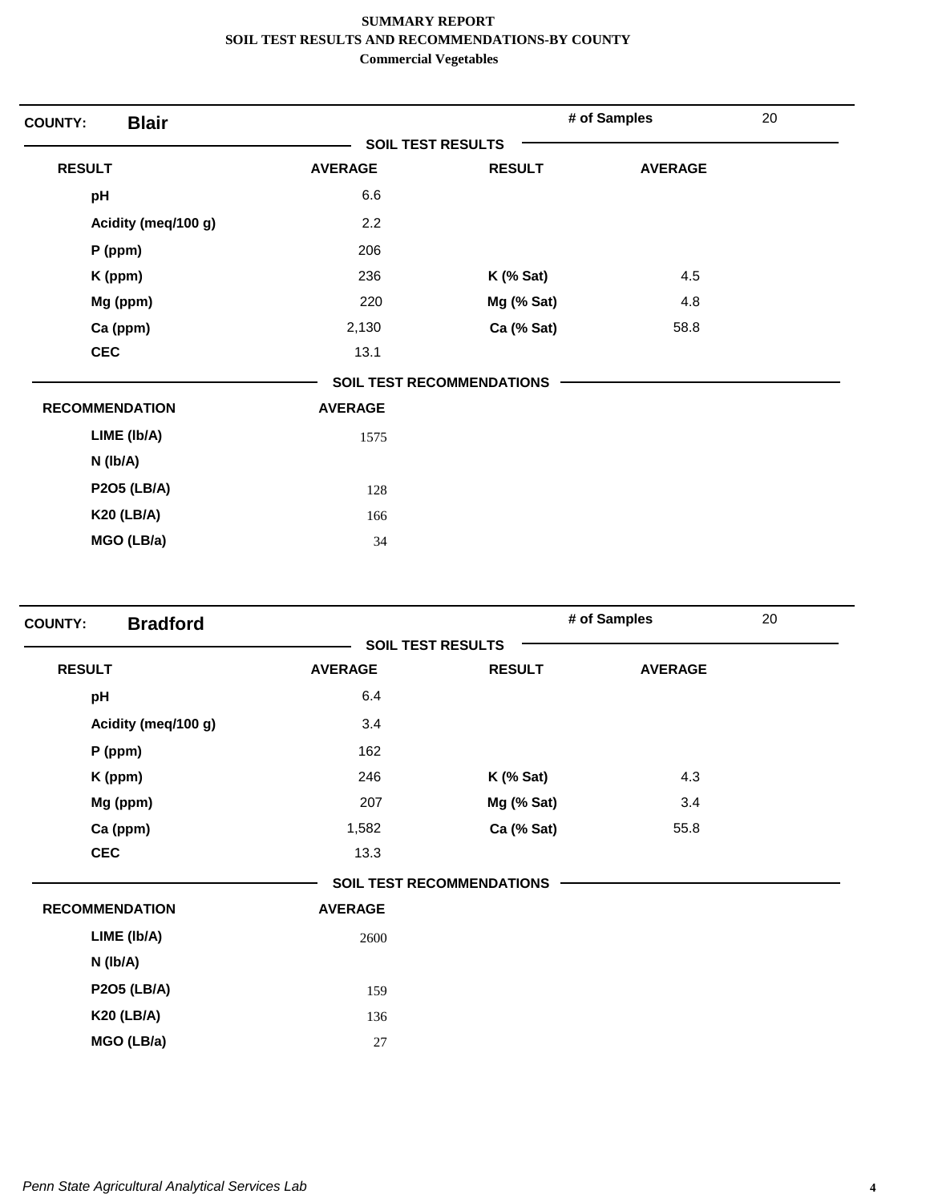**SUMMARY REPORT**
**SOIL TEST RESULTS AND RECOMMENDATIONS-BY COUNTY**
**Commercial Vegetables**

**COUNTY: Blair** — **# of Samples** 20

**SOIL TEST RESULTS**

| RESULT | AVERAGE | RESULT | AVERAGE |
|---|---|---|---|
| pH | 6.6 | | |
| Acidity (meq/100 g) | 2.2 | | |
| P (ppm) | 206 | | |
| K (ppm) | 236 | K (% Sat) | 4.5 |
| Mg (ppm) | 220 | Mg (% Sat) | 4.8 |
| Ca (ppm) | 2,130 | Ca (% Sat) | 58.8 |
| CEC | 13.1 | | |

**SOIL TEST RECOMMENDATIONS**

| RECOMMENDATION | AVERAGE |
|---|---|
| LIME (lb/A) | 1575 |
| N (lb/A) | |
| P2O5 (LB/A) | 128 |
| K20 (LB/A) | 166 |
| MGO (LB/a) | 34 |

**COUNTY: Bradford** — **# of Samples** 20

**SOIL TEST RESULTS**

| RESULT | AVERAGE | RESULT | AVERAGE |
|---|---|---|---|
| pH | 6.4 | | |
| Acidity (meq/100 g) | 3.4 | | |
| P (ppm) | 162 | | |
| K (ppm) | 246 | K (% Sat) | 4.3 |
| Mg (ppm) | 207 | Mg (% Sat) | 3.4 |
| Ca (ppm) | 1,582 | Ca (% Sat) | 55.8 |
| CEC | 13.3 | | |

**SOIL TEST RECOMMENDATIONS**

| RECOMMENDATION | AVERAGE |
|---|---|
| LIME (lb/A) | 2600 |
| N (lb/A) | |
| P2O5 (LB/A) | 159 |
| K20 (LB/A) | 136 |
| MGO (LB/a) | 27 |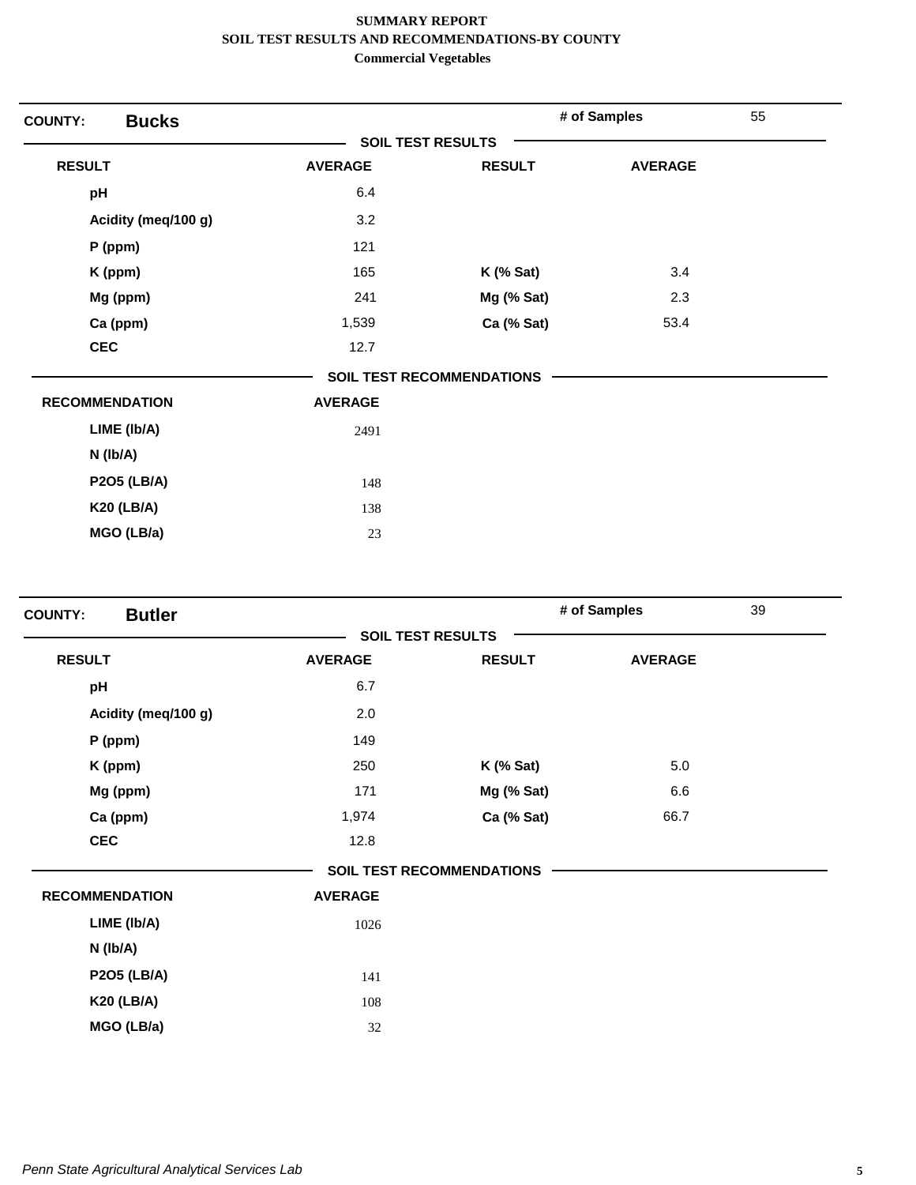**SUMMARY REPORT**
**SOIL TEST RESULTS AND RECOMMENDATIONS-BY COUNTY**
**Commercial Vegetables**

**COUNTY:** **Bucks** | **# of Samples** 55

**SOIL TEST RESULTS**

| RESULT | AVERAGE | RESULT | AVERAGE |
|---|---|---|---|
| pH | 6.4 | | |
| Acidity (meq/100 g) | 3.2 | | |
| P (ppm) | 121 | | |
| K (ppm) | 165 | K (% Sat) | 3.4 |
| Mg (ppm) | 241 | Mg (% Sat) | 2.3 |
| Ca (ppm) | 1,539 | Ca (% Sat) | 53.4 |
| CEC | 12.7 | | |

**SOIL TEST RECOMMENDATIONS**

| RECOMMENDATION | AVERAGE |
|---|---|
| LIME (lb/A) | 2491 |
| N (lb/A) | |
| P2O5 (LB/A) | 148 |
| K20 (LB/A) | 138 |
| MGO (LB/a) | 23 |

**COUNTY:** **Butler** | **# of Samples** 39

**SOIL TEST RESULTS**

| RESULT | AVERAGE | RESULT | AVERAGE |
|---|---|---|---|
| pH | 6.7 | | |
| Acidity (meq/100 g) | 2.0 | | |
| P (ppm) | 149 | | |
| K (ppm) | 250 | K (% Sat) | 5.0 |
| Mg (ppm) | 171 | Mg (% Sat) | 6.6 |
| Ca (ppm) | 1,974 | Ca (% Sat) | 66.7 |
| CEC | 12.8 | | |

**SOIL TEST RECOMMENDATIONS**

| RECOMMENDATION | AVERAGE |
|---|---|
| LIME (lb/A) | 1026 |
| N (lb/A) | |
| P2O5 (LB/A) | 141 |
| K20 (LB/A) | 108 |
| MGO (LB/a) | 32 |

*Penn State Agricultural Analytical Services Lab*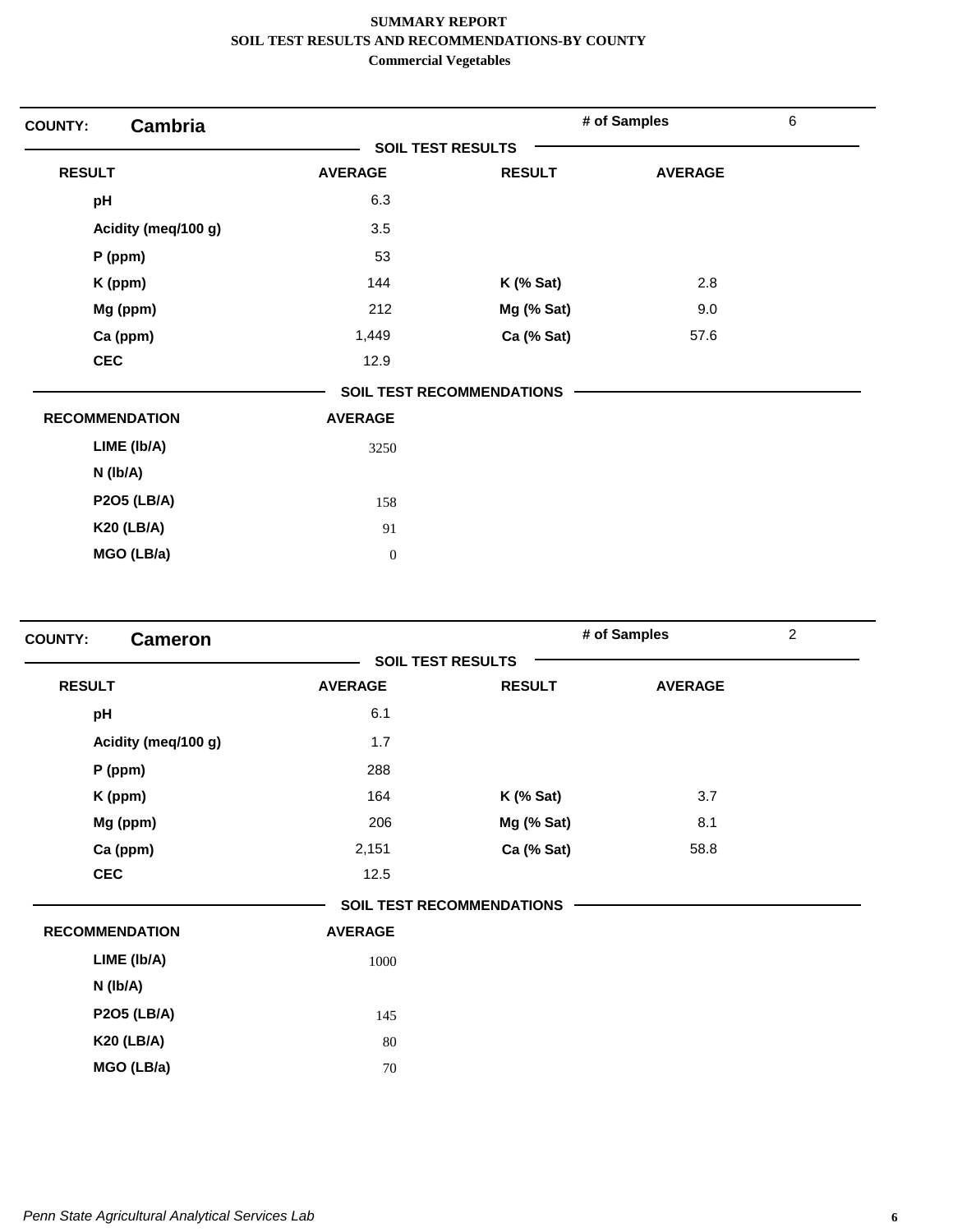**SUMMARY REPORT**
**SOIL TEST RESULTS AND RECOMMENDATIONS-BY COUNTY**
**Commercial Vegetables**

## COUNTY: Cambria

**# of Samples** 6

### SOIL TEST RESULTS

| RESULT | AVERAGE | RESULT | AVERAGE |
|---|---|---|---|
| pH | 6.3 | | |
| Acidity (meq/100 g) | 3.5 | | |
| P (ppm) | 53 | | |
| K (ppm) | 144 | K (% Sat) | 2.8 |
| Mg (ppm) | 212 | Mg (% Sat) | 9.0 |
| Ca (ppm) | 1,449 | Ca (% Sat) | 57.6 |
| CEC | 12.9 | | |

### SOIL TEST RECOMMENDATIONS

| RECOMMENDATION | AVERAGE |
|---|---|
| LIME (lb/A) | 3250 |
| N (lb/A) | |
| P2O5 (LB/A) | 158 |
| K20 (LB/A) | 91 |
| MGO (LB/a) | 0 |

## COUNTY: Cameron

**# of Samples** 2

### SOIL TEST RESULTS

| RESULT | AVERAGE | RESULT | AVERAGE |
|---|---|---|---|
| pH | 6.1 | | |
| Acidity (meq/100 g) | 1.7 | | |
| P (ppm) | 288 | | |
| K (ppm) | 164 | K (% Sat) | 3.7 |
| Mg (ppm) | 206 | Mg (% Sat) | 8.1 |
| Ca (ppm) | 2,151 | Ca (% Sat) | 58.8 |
| CEC | 12.5 | | |

### SOIL TEST RECOMMENDATIONS

| RECOMMENDATION | AVERAGE |
|---|---|
| LIME (lb/A) | 1000 |
| N (lb/A) | |
| P2O5 (LB/A) | 145 |
| K20 (LB/A) | 80 |
| MGO (LB/a) | 70 |

*Penn State Agricultural Analytical Services Lab*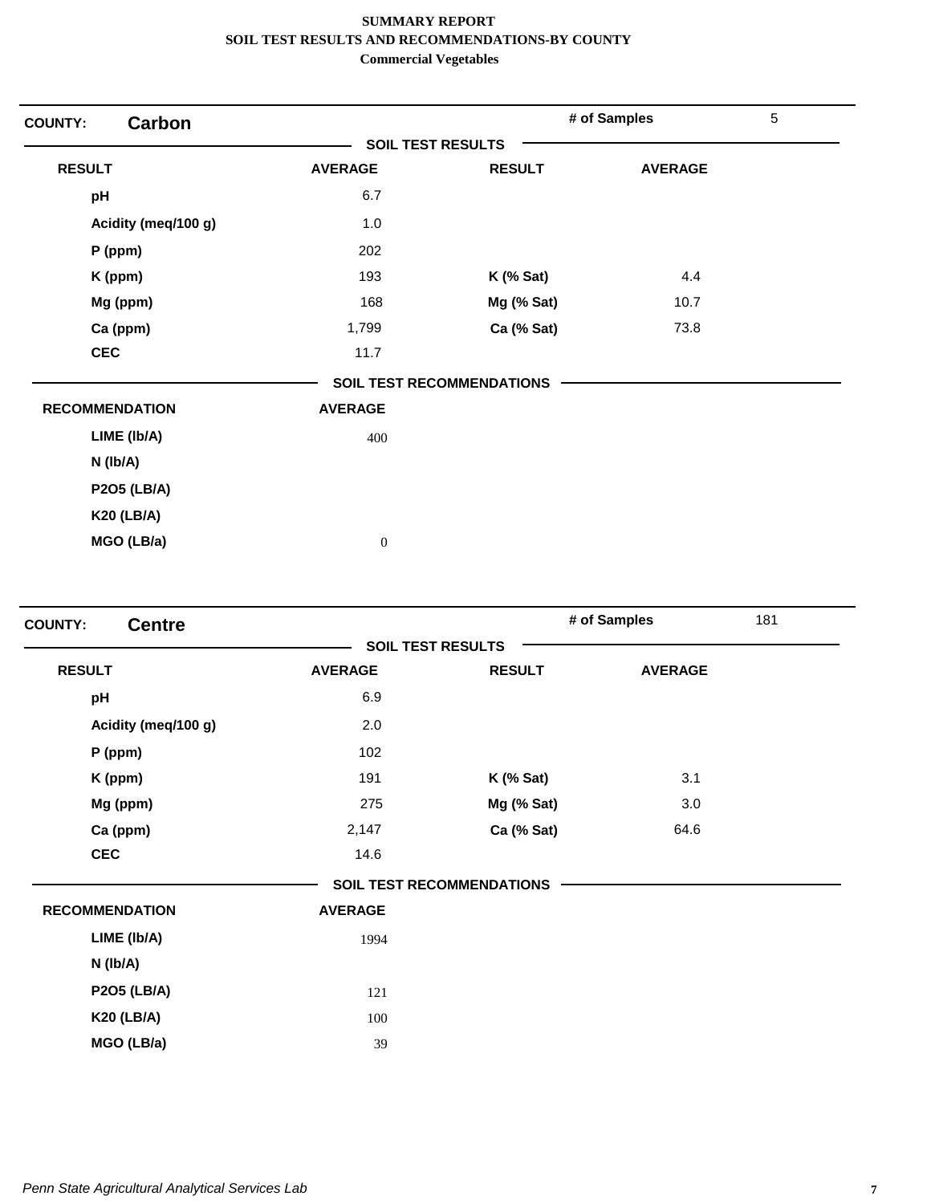**SUMMARY REPORT**
**SOIL TEST RESULTS AND RECOMMENDATIONS-BY COUNTY**
**Commercial Vegetables**

## COUNTY: Carbon

**# of Samples** 5

### SOIL TEST RESULTS

| RESULT | AVERAGE | RESULT | AVERAGE |
|---|---|---|---|
| pH | 6.7 | | |
| Acidity (meq/100 g) | 1.0 | | |
| P (ppm) | 202 | | |
| K (ppm) | 193 | K (% Sat) | 4.4 |
| Mg (ppm) | 168 | Mg (% Sat) | 10.7 |
| Ca (ppm) | 1,799 | Ca (% Sat) | 73.8 |
| CEC | 11.7 | | |

### SOIL TEST RECOMMENDATIONS

| RECOMMENDATION | AVERAGE |
|---|---|
| LIME (lb/A) | 400 |
| N (lb/A) | |
| P2O5 (LB/A) | |
| K20 (LB/A) | |
| MGO (LB/a) | 0 |

## COUNTY: Centre

**# of Samples** 181

### SOIL TEST RESULTS

| RESULT | AVERAGE | RESULT | AVERAGE |
|---|---|---|---|
| pH | 6.9 | | |
| Acidity (meq/100 g) | 2.0 | | |
| P (ppm) | 102 | | |
| K (ppm) | 191 | K (% Sat) | 3.1 |
| Mg (ppm) | 275 | Mg (% Sat) | 3.0 |
| Ca (ppm) | 2,147 | Ca (% Sat) | 64.6 |
| CEC | 14.6 | | |

### SOIL TEST RECOMMENDATIONS

| RECOMMENDATION | AVERAGE |
|---|---|
| LIME (lb/A) | 1994 |
| N (lb/A) | |
| P2O5 (LB/A) | 121 |
| K20 (LB/A) | 100 |
| MGO (LB/a) | 39 |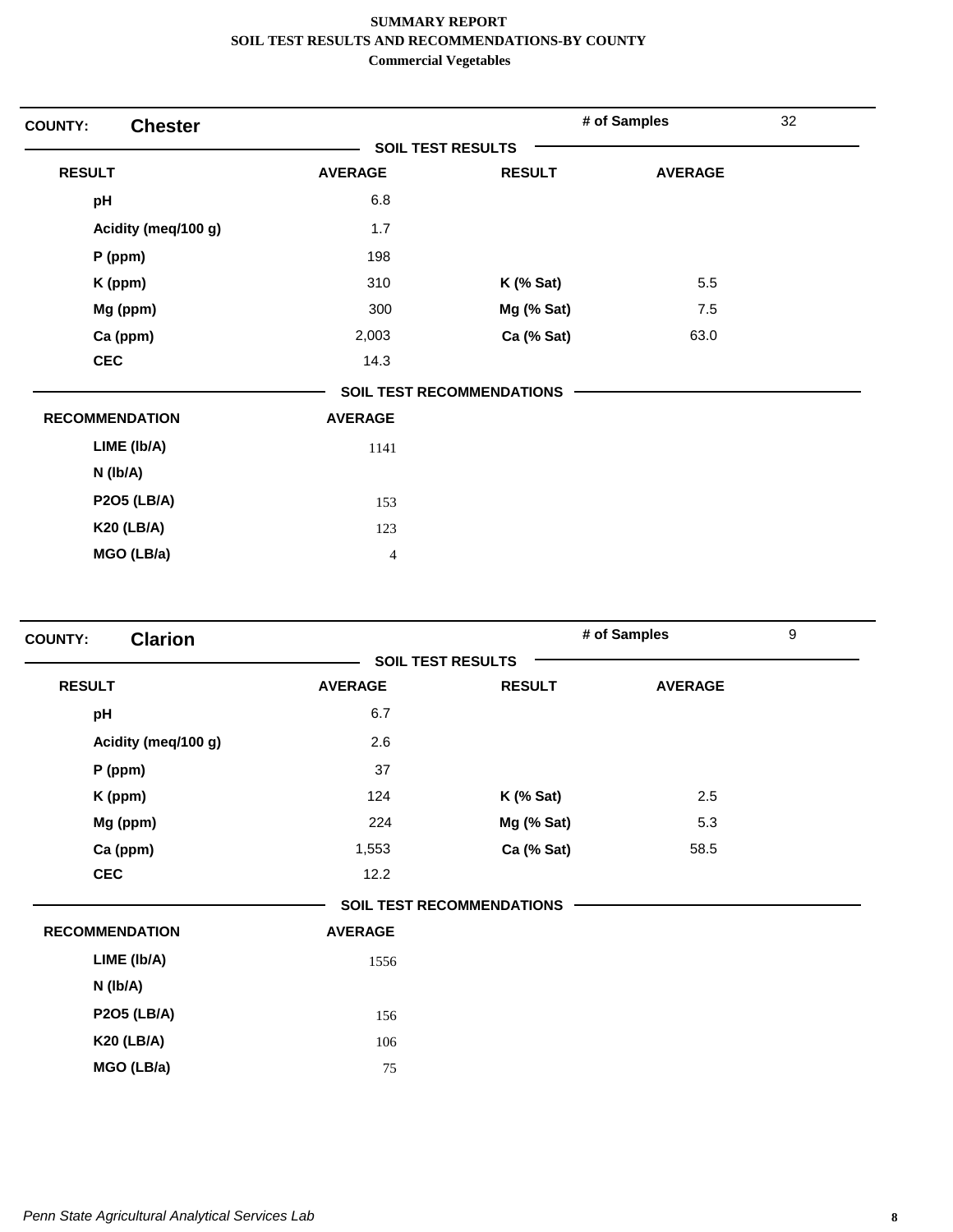# SUMMARY REPORT
## SOIL TEST RESULTS AND RECOMMENDATIONS-BY COUNTY
### Commercial Vegetables

**COUNTY: Chester** | **# of Samples** 32

**SOIL TEST RESULTS**

| RESULT | AVERAGE | RESULT | AVERAGE |
|---|---|---|---|
| pH | 6.8 | | |
| Acidity (meq/100 g) | 1.7 | | |
| P (ppm) | 198 | | |
| K (ppm) | 310 | K (% Sat) | 5.5 |
| Mg (ppm) | 300 | Mg (% Sat) | 7.5 |
| Ca (ppm) | 2,003 | Ca (% Sat) | 63.0 |
| CEC | 14.3 | | |

**SOIL TEST RECOMMENDATIONS**

| RECOMMENDATION | AVERAGE |
|---|---|
| LIME (lb/A) | 1141 |
| N (lb/A) | |
| P2O5 (LB/A) | 153 |
| K20 (LB/A) | 123 |
| MGO (LB/a) | 4 |

**COUNTY: Clarion** | **# of Samples** 9

**SOIL TEST RESULTS**

| RESULT | AVERAGE | RESULT | AVERAGE |
|---|---|---|---|
| pH | 6.7 | | |
| Acidity (meq/100 g) | 2.6 | | |
| P (ppm) | 37 | | |
| K (ppm) | 124 | K (% Sat) | 2.5 |
| Mg (ppm) | 224 | Mg (% Sat) | 5.3 |
| Ca (ppm) | 1,553 | Ca (% Sat) | 58.5 |
| CEC | 12.2 | | |

**SOIL TEST RECOMMENDATIONS**

| RECOMMENDATION | AVERAGE |
|---|---|
| LIME (lb/A) | 1556 |
| N (lb/A) | |
| P2O5 (LB/A) | 156 |
| K20 (LB/A) | 106 |
| MGO (LB/a) | 75 |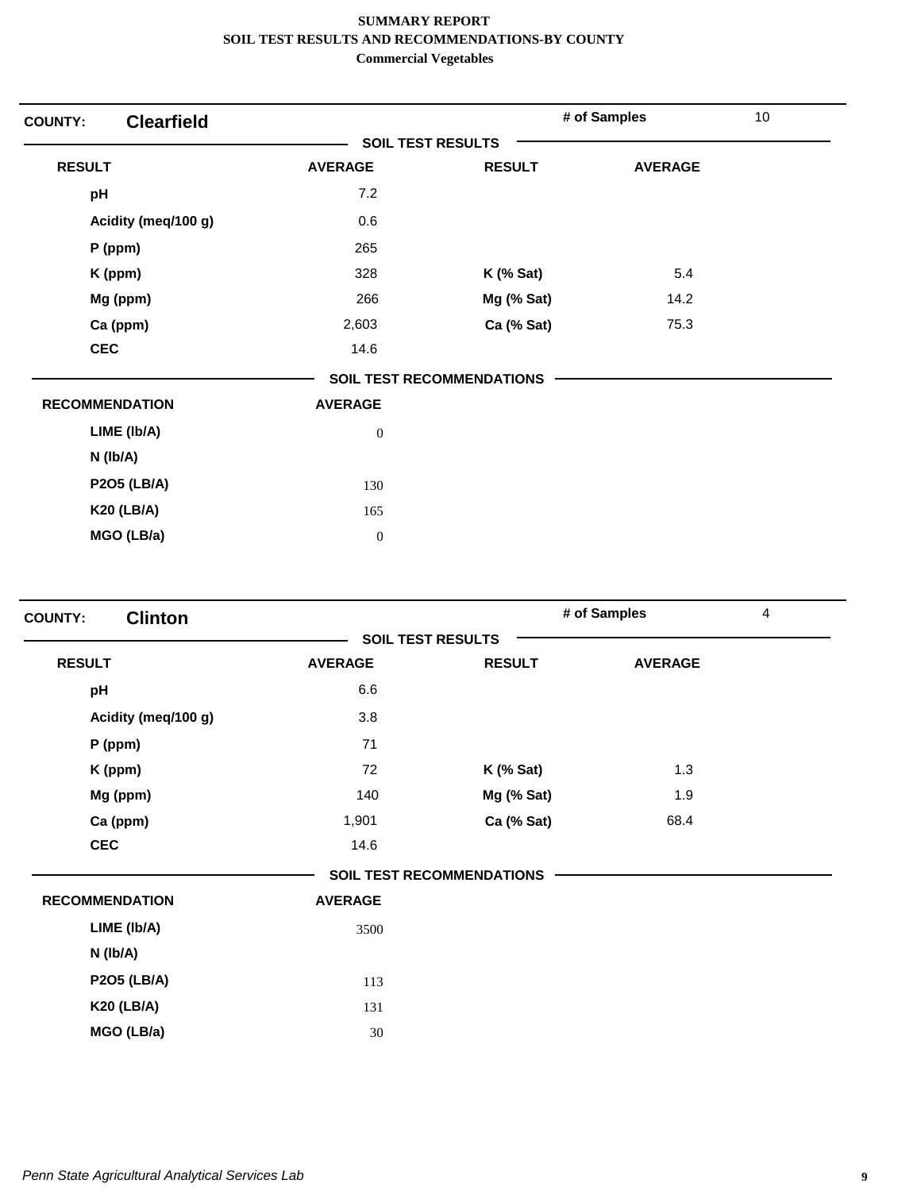**SUMMARY REPORT**
**SOIL TEST RESULTS AND RECOMMENDATIONS-BY COUNTY**
**Commercial Vegetables**

## COUNTY: Clearfield

**# of Samples:** 10

### SOIL TEST RESULTS

| RESULT | AVERAGE | RESULT | AVERAGE |
|---|---|---|---|
| pH | 7.2 | | |
| Acidity (meq/100 g) | 0.6 | | |
| P (ppm) | 265 | | |
| K (ppm) | 328 | K (% Sat) | 5.4 |
| Mg (ppm) | 266 | Mg (% Sat) | 14.2 |
| Ca (ppm) | 2,603 | Ca (% Sat) | 75.3 |
| CEC | 14.6 | | |

### SOIL TEST RECOMMENDATIONS

| RECOMMENDATION | AVERAGE |
|---|---|
| LIME (lb/A) | 0 |
| N (lb/A) | |
| P2O5 (LB/A) | 130 |
| K20 (LB/A) | 165 |
| MGO (LB/a) | 0 |

## COUNTY: Clinton

**# of Samples:** 4

### SOIL TEST RESULTS

| RESULT | AVERAGE | RESULT | AVERAGE |
|---|---|---|---|
| pH | 6.6 | | |
| Acidity (meq/100 g) | 3.8 | | |
| P (ppm) | 71 | | |
| K (ppm) | 72 | K (% Sat) | 1.3 |
| Mg (ppm) | 140 | Mg (% Sat) | 1.9 |
| Ca (ppm) | 1,901 | Ca (% Sat) | 68.4 |
| CEC | 14.6 | | |

### SOIL TEST RECOMMENDATIONS

| RECOMMENDATION | AVERAGE |
|---|---|
| LIME (lb/A) | 3500 |
| N (lb/A) | |
| P2O5 (LB/A) | 113 |
| K20 (LB/A) | 131 |
| MGO (LB/a) | 30 |

*Penn State Agricultural Analytical Services Lab*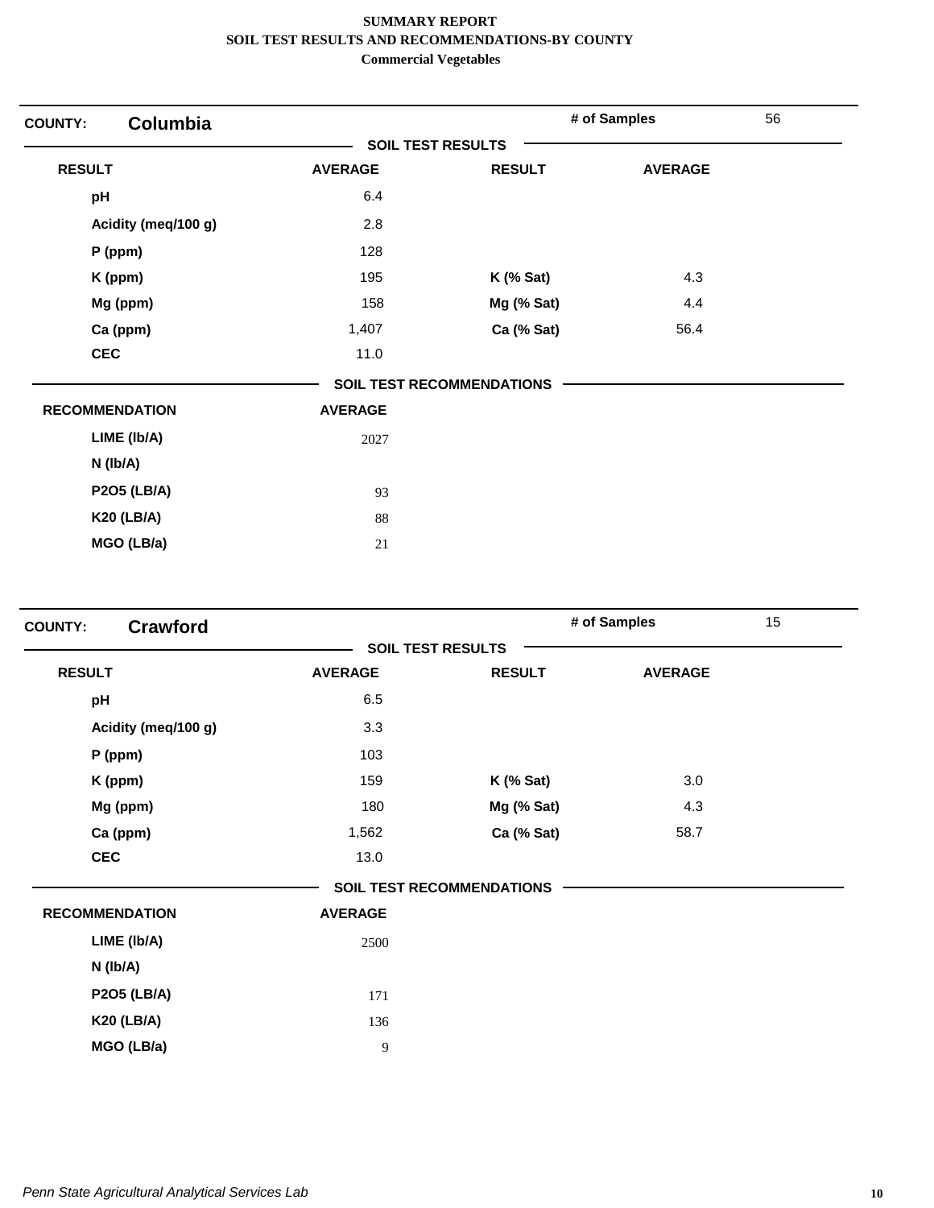**SUMMARY REPORT**
**SOIL TEST RESULTS AND RECOMMENDATIONS-BY COUNTY**
**Commercial Vegetables**

**COUNTY:** **Columbia** | **# of Samples** 56

**SOIL TEST RESULTS**

| RESULT | AVERAGE | RESULT | AVERAGE |
|---|---|---|---|
| pH | 6.4 | | |
| Acidity (meq/100 g) | 2.8 | | |
| P (ppm) | 128 | | |
| K (ppm) | 195 | K (% Sat) | 4.3 |
| Mg (ppm) | 158 | Mg (% Sat) | 4.4 |
| Ca (ppm) | 1,407 | Ca (% Sat) | 56.4 |
| CEC | 11.0 | | |

**SOIL TEST RECOMMENDATIONS**

| RECOMMENDATION | AVERAGE |
|---|---|
| LIME (lb/A) | 2027 |
| N (lb/A) | |
| P2O5 (LB/A) | 93 |
| K20 (LB/A) | 88 |
| MGO (LB/a) | 21 |

**COUNTY:** **Crawford** | **# of Samples** 15

**SOIL TEST RESULTS**

| RESULT | AVERAGE | RESULT | AVERAGE |
|---|---|---|---|
| pH | 6.5 | | |
| Acidity (meq/100 g) | 3.3 | | |
| P (ppm) | 103 | | |
| K (ppm) | 159 | K (% Sat) | 3.0 |
| Mg (ppm) | 180 | Mg (% Sat) | 4.3 |
| Ca (ppm) | 1,562 | Ca (% Sat) | 58.7 |
| CEC | 13.0 | | |

**SOIL TEST RECOMMENDATIONS**

| RECOMMENDATION | AVERAGE |
|---|---|
| LIME (lb/A) | 2500 |
| N (lb/A) | |
| P2O5 (LB/A) | 171 |
| K20 (LB/A) | 136 |
| MGO (LB/a) | 9 |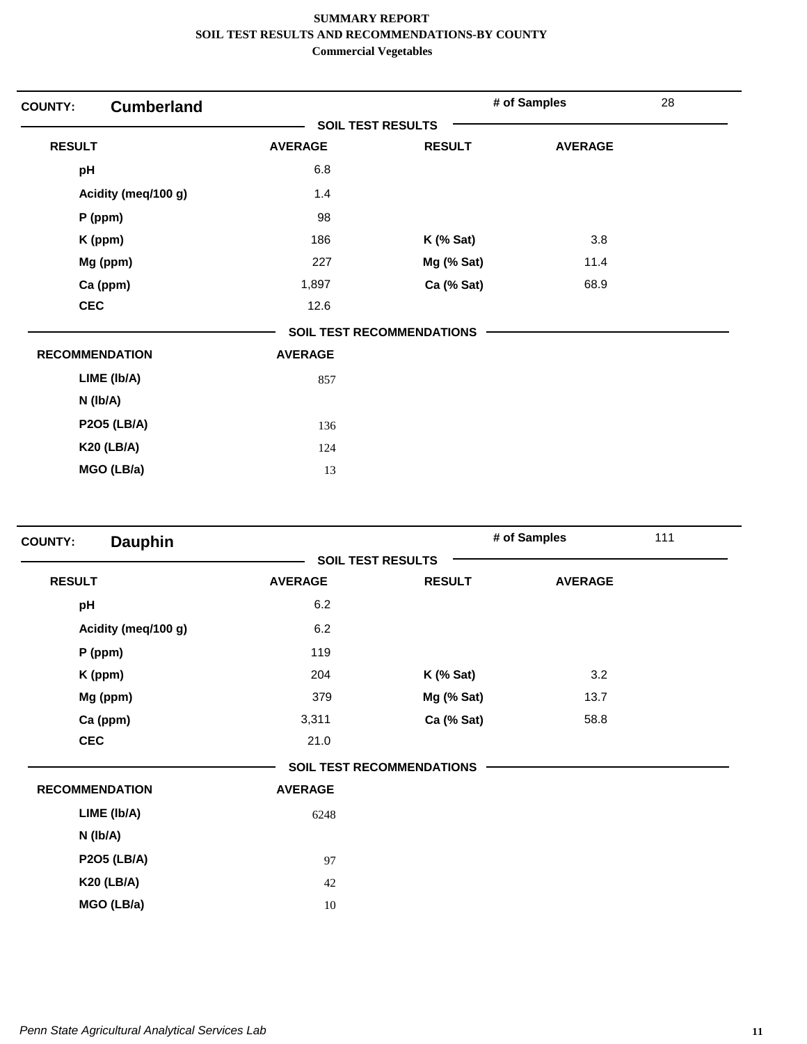**SUMMARY REPORT**
**SOIL TEST RESULTS AND RECOMMENDATIONS-BY COUNTY**
**Commercial Vegetables**

## COUNTY: Cumberland

**# of Samples:** 28

### SOIL TEST RESULTS

| RESULT | AVERAGE | RESULT | AVERAGE |
|---|---|---|---|
| pH | 6.8 | | |
| Acidity (meq/100 g) | 1.4 | | |
| P (ppm) | 98 | | |
| K (ppm) | 186 | K (% Sat) | 3.8 |
| Mg (ppm) | 227 | Mg (% Sat) | 11.4 |
| Ca (ppm) | 1,897 | Ca (% Sat) | 68.9 |
| CEC | 12.6 | | |

### SOIL TEST RECOMMENDATIONS

| RECOMMENDATION | AVERAGE |
|---|---|
| LIME (lb/A) | 857 |
| N (lb/A) | |
| P2O5 (LB/A) | 136 |
| K20 (LB/A) | 124 |
| MGO (LB/a) | 13 |

## COUNTY: Dauphin

**# of Samples:** 111

### SOIL TEST RESULTS

| RESULT | AVERAGE | RESULT | AVERAGE |
|---|---|---|---|
| pH | 6.2 | | |
| Acidity (meq/100 g) | 6.2 | | |
| P (ppm) | 119 | | |
| K (ppm) | 204 | K (% Sat) | 3.2 |
| Mg (ppm) | 379 | Mg (% Sat) | 13.7 |
| Ca (ppm) | 3,311 | Ca (% Sat) | 58.8 |
| CEC | 21.0 | | |

### SOIL TEST RECOMMENDATIONS

| RECOMMENDATION | AVERAGE |
|---|---|
| LIME (lb/A) | 6248 |
| N (lb/A) | |
| P2O5 (LB/A) | 97 |
| K20 (LB/A) | 42 |
| MGO (LB/a) | 10 |

*Penn State Agricultural Analytical Services Lab*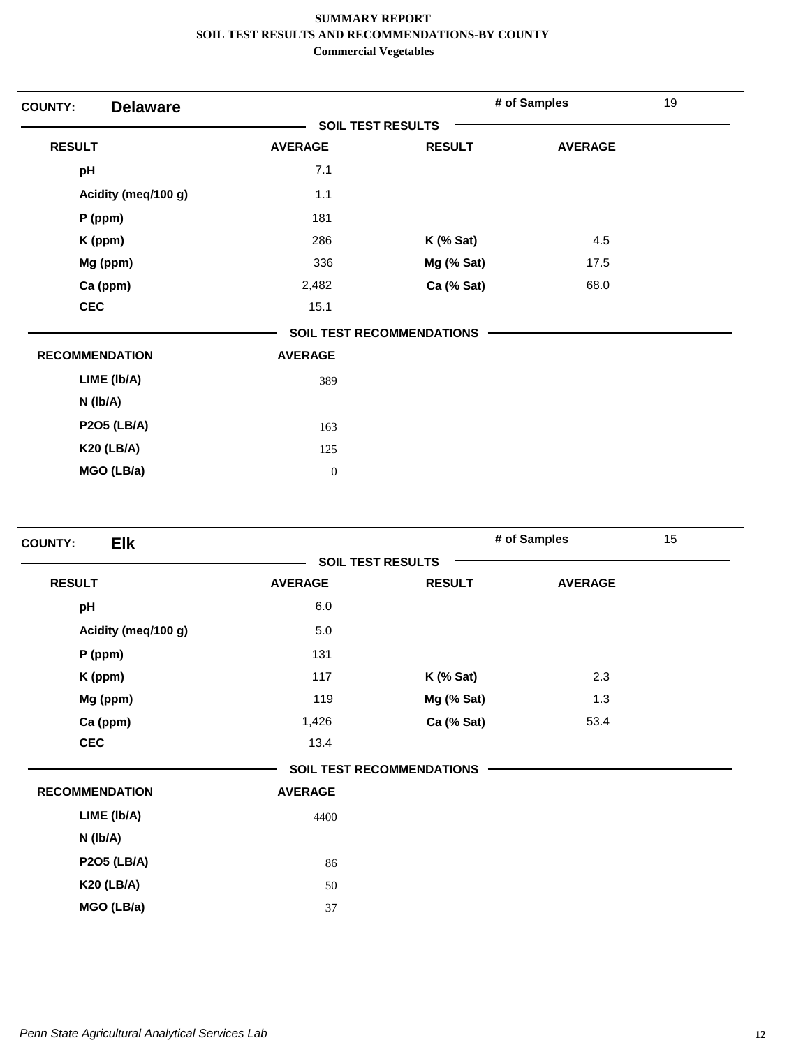**SUMMARY REPORT**
**SOIL TEST RESULTS AND RECOMMENDATIONS-BY COUNTY**
**Commercial Vegetables**

**COUNTY:** **Delaware** | **# of Samples** 19

**SOIL TEST RESULTS**

| RESULT | AVERAGE | RESULT | AVERAGE |
|---|---|---|---|
| pH | 7.1 | | |
| Acidity (meq/100 g) | 1.1 | | |
| P (ppm) | 181 | | |
| K (ppm) | 286 | K (% Sat) | 4.5 |
| Mg (ppm) | 336 | Mg (% Sat) | 17.5 |
| Ca (ppm) | 2,482 | Ca (% Sat) | 68.0 |
| CEC | 15.1 | | |

**SOIL TEST RECOMMENDATIONS**

| RECOMMENDATION | AVERAGE |
|---|---|
| LIME (lb/A) | 389 |
| N (lb/A) | |
| P2O5 (LB/A) | 163 |
| K20 (LB/A) | 125 |
| MGO (LB/a) | 0 |

**COUNTY:** **Elk** | **# of Samples** 15

**SOIL TEST RESULTS**

| RESULT | AVERAGE | RESULT | AVERAGE |
|---|---|---|---|
| pH | 6.0 | | |
| Acidity (meq/100 g) | 5.0 | | |
| P (ppm) | 131 | | |
| K (ppm) | 117 | K (% Sat) | 2.3 |
| Mg (ppm) | 119 | Mg (% Sat) | 1.3 |
| Ca (ppm) | 1,426 | Ca (% Sat) | 53.4 |
| CEC | 13.4 | | |

**SOIL TEST RECOMMENDATIONS**

| RECOMMENDATION | AVERAGE |
|---|---|
| LIME (lb/A) | 4400 |
| N (lb/A) | |
| P2O5 (LB/A) | 86 |
| K20 (LB/A) | 50 |
| MGO (LB/a) | 37 |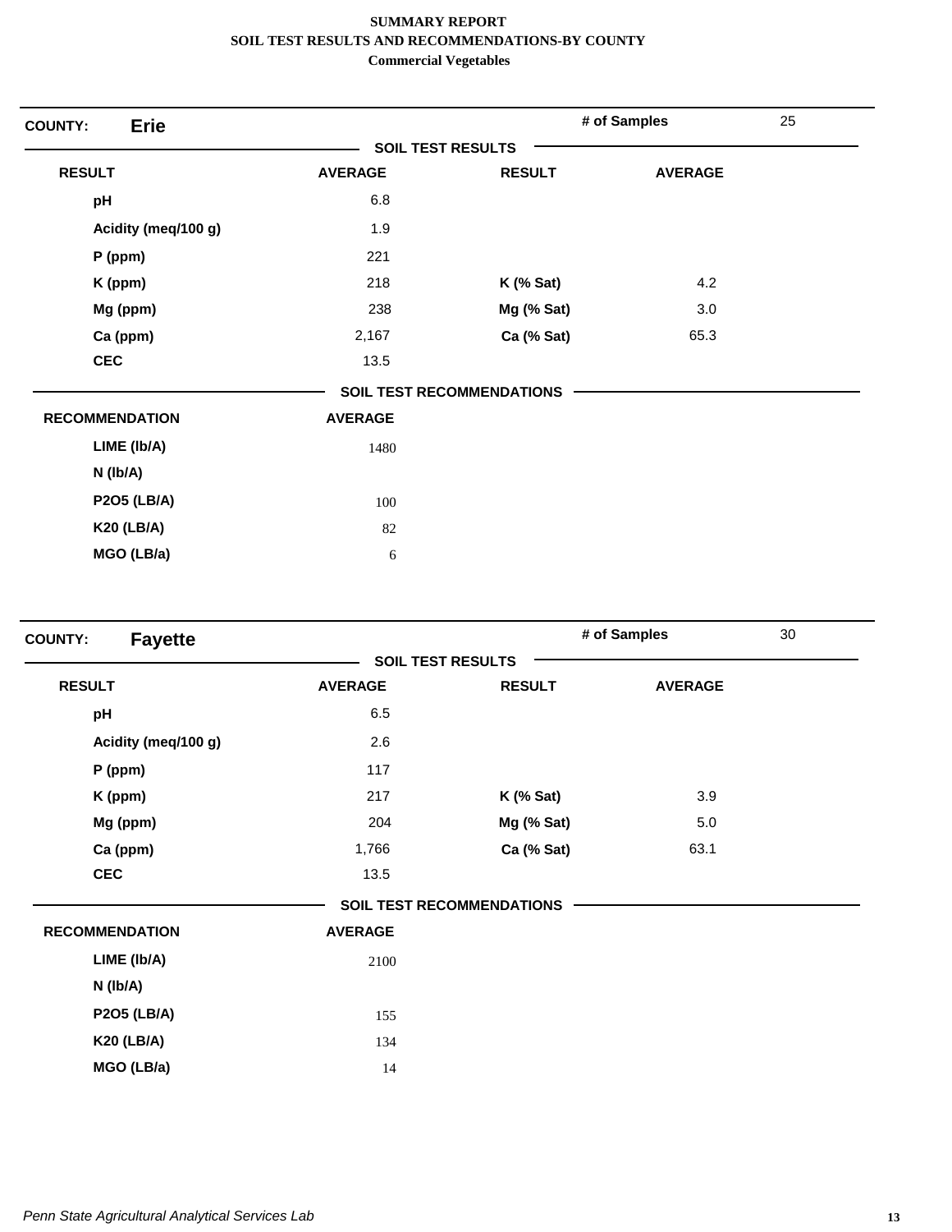**SUMMARY REPORT**
**SOIL TEST RESULTS AND RECOMMENDATIONS-BY COUNTY**
**Commercial Vegetables**

## COUNTY: Erie

**# of Samples:** 25

### SOIL TEST RESULTS

| RESULT | AVERAGE | RESULT | AVERAGE |
|---|---|---|---|
| pH | 6.8 | | |
| Acidity (meq/100 g) | 1.9 | | |
| P (ppm) | 221 | | |
| K (ppm) | 218 | K (% Sat) | 4.2 |
| Mg (ppm) | 238 | Mg (% Sat) | 3.0 |
| Ca (ppm) | 2,167 | Ca (% Sat) | 65.3 |
| CEC | 13.5 | | |

### SOIL TEST RECOMMENDATIONS

| RECOMMENDATION | AVERAGE |
|---|---|
| LIME (lb/A) | 1480 |
| N (lb/A) | |
| P2O5 (LB/A) | 100 |
| K20 (LB/A) | 82 |
| MGO (LB/a) | 6 |

## COUNTY: Fayette

**# of Samples:** 30

### SOIL TEST RESULTS

| RESULT | AVERAGE | RESULT | AVERAGE |
|---|---|---|---|
| pH | 6.5 | | |
| Acidity (meq/100 g) | 2.6 | | |
| P (ppm) | 117 | | |
| K (ppm) | 217 | K (% Sat) | 3.9 |
| Mg (ppm) | 204 | Mg (% Sat) | 5.0 |
| Ca (ppm) | 1,766 | Ca (% Sat) | 63.1 |
| CEC | 13.5 | | |

### SOIL TEST RECOMMENDATIONS

| RECOMMENDATION | AVERAGE |
|---|---|
| LIME (lb/A) | 2100 |
| N (lb/A) | |
| P2O5 (LB/A) | 155 |
| K20 (LB/A) | 134 |
| MGO (LB/a) | 14 |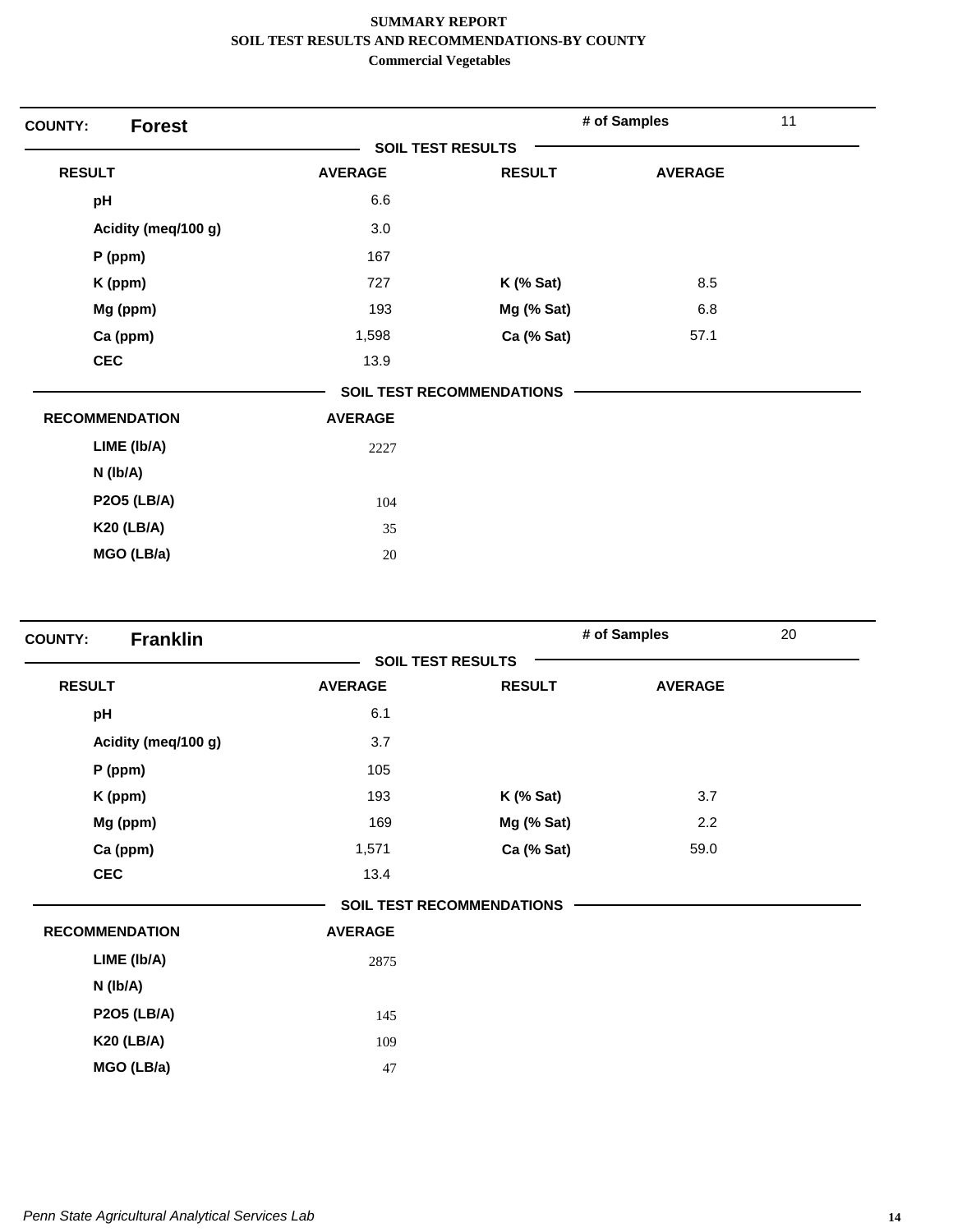**SUMMARY REPORT**
**SOIL TEST RESULTS AND RECOMMENDATIONS-BY COUNTY**
**Commercial Vegetables**

## COUNTY: Forest

**# of Samples:** 11

### SOIL TEST RESULTS

| RESULT | AVERAGE | RESULT | AVERAGE |
|---|---|---|---|
| pH | 6.6 | | |
| Acidity (meq/100 g) | 3.0 | | |
| P (ppm) | 167 | | |
| K (ppm) | 727 | K (% Sat) | 8.5 |
| Mg (ppm) | 193 | Mg (% Sat) | 6.8 |
| Ca (ppm) | 1,598 | Ca (% Sat) | 57.1 |
| CEC | 13.9 | | |

### SOIL TEST RECOMMENDATIONS

| RECOMMENDATION | AVERAGE |
|---|---|
| LIME (lb/A) | 2227 |
| N (lb/A) | |
| P2O5 (LB/A) | 104 |
| K20 (LB/A) | 35 |
| MGO (LB/a) | 20 |

## COUNTY: Franklin

**# of Samples:** 20

### SOIL TEST RESULTS

| RESULT | AVERAGE | RESULT | AVERAGE |
|---|---|---|---|
| pH | 6.1 | | |
| Acidity (meq/100 g) | 3.7 | | |
| P (ppm) | 105 | | |
| K (ppm) | 193 | K (% Sat) | 3.7 |
| Mg (ppm) | 169 | Mg (% Sat) | 2.2 |
| Ca (ppm) | 1,571 | Ca (% Sat) | 59.0 |
| CEC | 13.4 | | |

### SOIL TEST RECOMMENDATIONS

| RECOMMENDATION | AVERAGE |
|---|---|
| LIME (lb/A) | 2875 |
| N (lb/A) | |
| P2O5 (LB/A) | 145 |
| K20 (LB/A) | 109 |
| MGO (LB/a) | 47 |

*Penn State Agricultural Analytical Services Lab*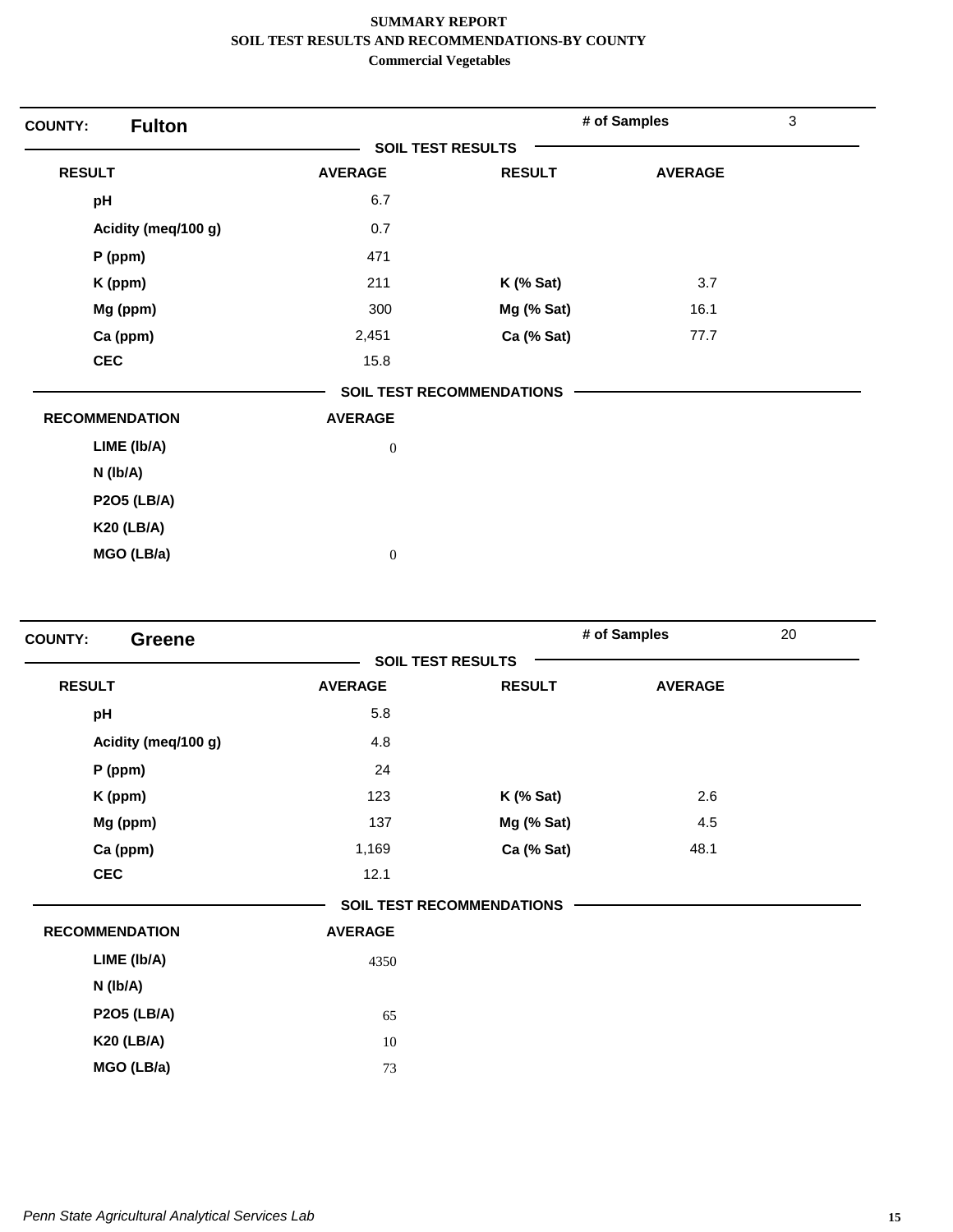**SUMMARY REPORT**
**SOIL TEST RESULTS AND RECOMMENDATIONS-BY COUNTY**
**Commercial Vegetables**

**COUNTY: Fulton** — # of Samples: 3

**SOIL TEST RESULTS**

| RESULT | AVERAGE | RESULT | AVERAGE |
|---|---|---|---|
| pH | 6.7 | | |
| Acidity (meq/100 g) | 0.7 | | |
| P (ppm) | 471 | | |
| K (ppm) | 211 | K (% Sat) | 3.7 |
| Mg (ppm) | 300 | Mg (% Sat) | 16.1 |
| Ca (ppm) | 2,451 | Ca (% Sat) | 77.7 |
| CEC | 15.8 | | |

**SOIL TEST RECOMMENDATIONS**

| RECOMMENDATION | AVERAGE |
|---|---|
| LIME (lb/A) | 0 |
| N (lb/A) | |
| P2O5 (LB/A) | |
| K20 (LB/A) | |
| MGO (LB/a) | 0 |

**COUNTY: Greene** — # of Samples: 20

**SOIL TEST RESULTS**

| RESULT | AVERAGE | RESULT | AVERAGE |
|---|---|---|---|
| pH | 5.8 | | |
| Acidity (meq/100 g) | 4.8 | | |
| P (ppm) | 24 | | |
| K (ppm) | 123 | K (% Sat) | 2.6 |
| Mg (ppm) | 137 | Mg (% Sat) | 4.5 |
| Ca (ppm) | 1,169 | Ca (% Sat) | 48.1 |
| CEC | 12.1 | | |

**SOIL TEST RECOMMENDATIONS**

| RECOMMENDATION | AVERAGE |
|---|---|
| LIME (lb/A) | 4350 |
| N (lb/A) | |
| P2O5 (LB/A) | 65 |
| K20 (LB/A) | 10 |
| MGO (LB/a) | 73 |

*Penn State Agricultural Analytical Services Lab*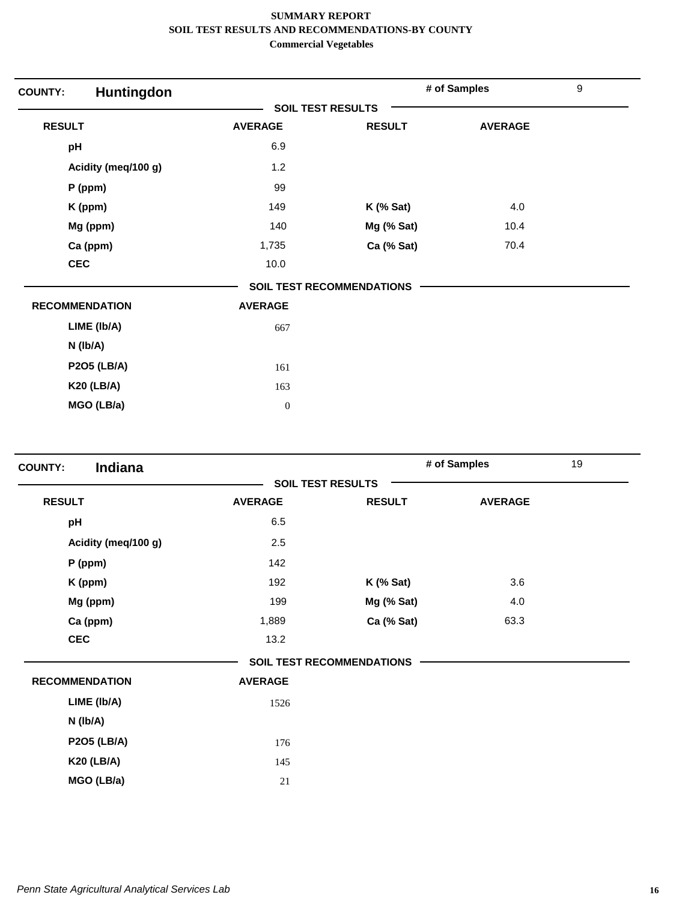**SUMMARY REPORT**
**SOIL TEST RESULTS AND RECOMMENDATIONS-BY COUNTY**
**Commercial Vegetables**

## COUNTY: Huntingdon

**# of Samples:** 9

### SOIL TEST RESULTS

| RESULT | AVERAGE | RESULT | AVERAGE |
|---|---|---|---|
| pH | 6.9 | | |
| Acidity (meq/100 g) | 1.2 | | |
| P (ppm) | 99 | | |
| K (ppm) | 149 | K (% Sat) | 4.0 |
| Mg (ppm) | 140 | Mg (% Sat) | 10.4 |
| Ca (ppm) | 1,735 | Ca (% Sat) | 70.4 |
| CEC | 10.0 | | |

### SOIL TEST RECOMMENDATIONS

| RECOMMENDATION | AVERAGE |
|---|---|
| LIME (lb/A) | 667 |
| N (lb/A) | |
| P2O5 (LB/A) | 161 |
| K20 (LB/A) | 163 |
| MGO (LB/a) | 0 |

## COUNTY: Indiana

**# of Samples:** 19

### SOIL TEST RESULTS

| RESULT | AVERAGE | RESULT | AVERAGE |
|---|---|---|---|
| pH | 6.5 | | |
| Acidity (meq/100 g) | 2.5 | | |
| P (ppm) | 142 | | |
| K (ppm) | 192 | K (% Sat) | 3.6 |
| Mg (ppm) | 199 | Mg (% Sat) | 4.0 |
| Ca (ppm) | 1,889 | Ca (% Sat) | 63.3 |
| CEC | 13.2 | | |

### SOIL TEST RECOMMENDATIONS

| RECOMMENDATION | AVERAGE |
|---|---|
| LIME (lb/A) | 1526 |
| N (lb/A) | |
| P2O5 (LB/A) | 176 |
| K20 (LB/A) | 145 |
| MGO (LB/a) | 21 |

*Penn State Agricultural Analytical Services Lab*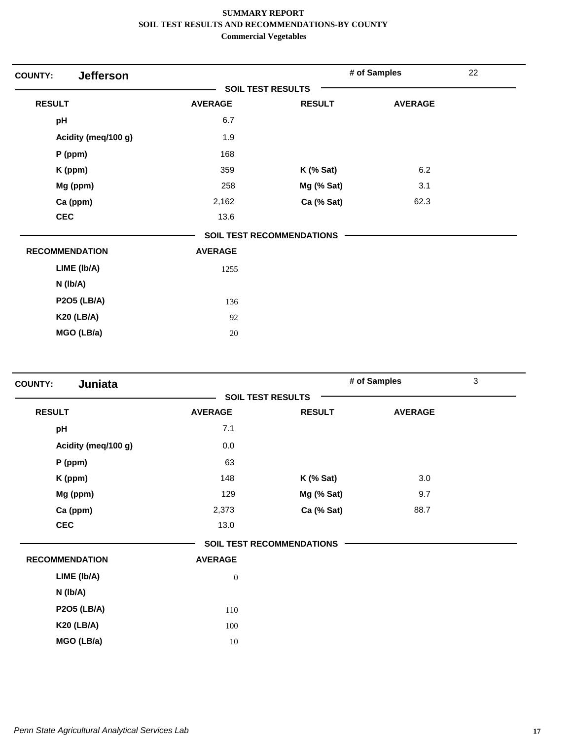**SUMMARY REPORT**
**SOIL TEST RESULTS AND RECOMMENDATIONS-BY COUNTY**
**Commercial Vegetables**

## COUNTY: Jefferson

**# of Samples:** 22

### SOIL TEST RESULTS

| RESULT | AVERAGE | RESULT | AVERAGE |
|---|---|---|---|
| pH | 6.7 | | |
| Acidity (meq/100 g) | 1.9 | | |
| P (ppm) | 168 | | |
| K (ppm) | 359 | K (% Sat) | 6.2 |
| Mg (ppm) | 258 | Mg (% Sat) | 3.1 |
| Ca (ppm) | 2,162 | Ca (% Sat) | 62.3 |
| CEC | 13.6 | | |

### SOIL TEST RECOMMENDATIONS

| RECOMMENDATION | AVERAGE |
|---|---|
| LIME (lb/A) | 1255 |
| N (lb/A) | |
| P2O5 (LB/A) | 136 |
| K20 (LB/A) | 92 |
| MGO (LB/a) | 20 |

## COUNTY: Juniata

**# of Samples:** 3

### SOIL TEST RESULTS

| RESULT | AVERAGE | RESULT | AVERAGE |
|---|---|---|---|
| pH | 7.1 | | |
| Acidity (meq/100 g) | 0.0 | | |
| P (ppm) | 63 | | |
| K (ppm) | 148 | K (% Sat) | 3.0 |
| Mg (ppm) | 129 | Mg (% Sat) | 9.7 |
| Ca (ppm) | 2,373 | Ca (% Sat) | 88.7 |
| CEC | 13.0 | | |

### SOIL TEST RECOMMENDATIONS

| RECOMMENDATION | AVERAGE |
|---|---|
| LIME (lb/A) | 0 |
| N (lb/A) | |
| P2O5 (LB/A) | 110 |
| K20 (LB/A) | 100 |
| MGO (LB/a) | 10 |

*Penn State Agricultural Analytical Services Lab*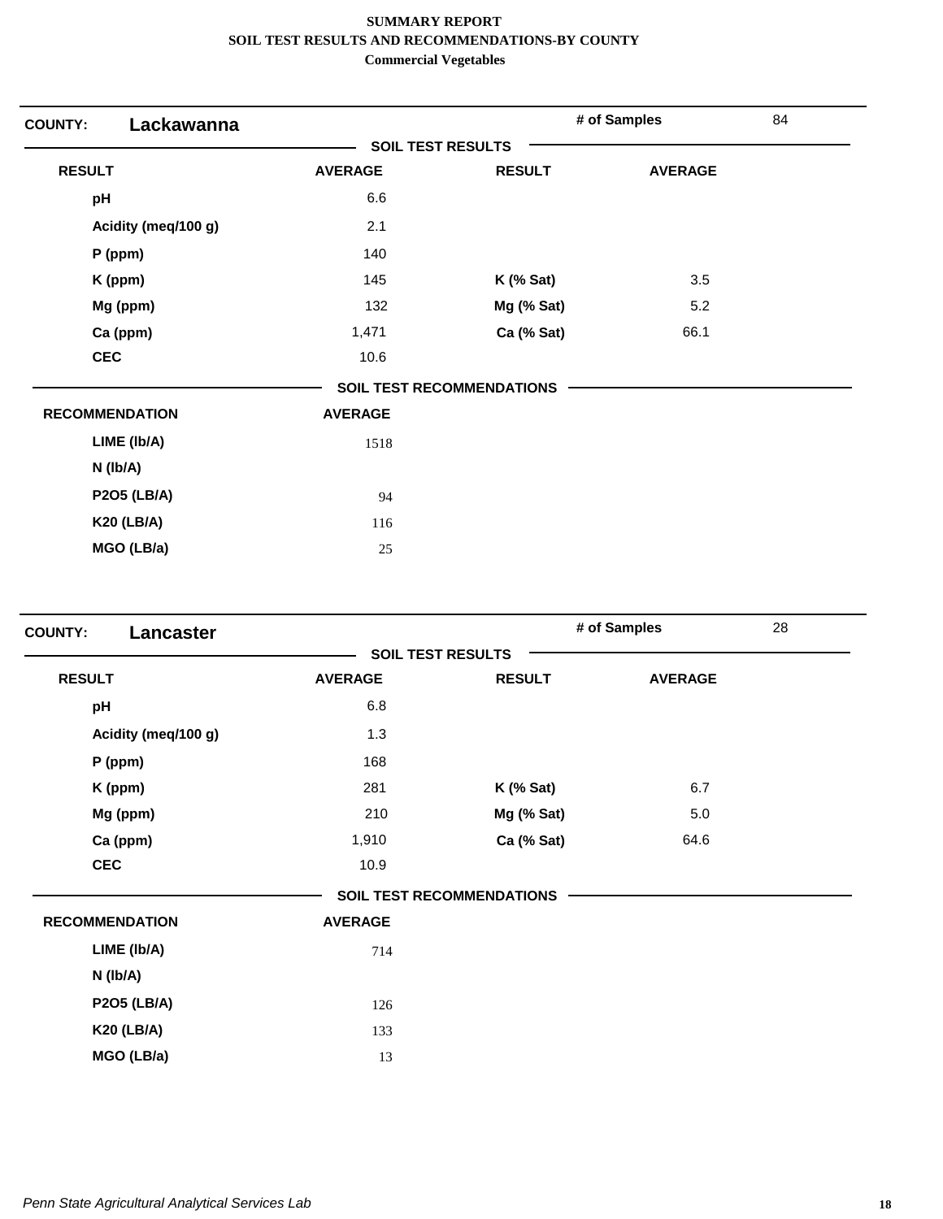**SUMMARY REPORT**
**SOIL TEST RESULTS AND RECOMMENDATIONS-BY COUNTY**
**Commercial Vegetables**

**COUNTY: Lackawanna** — # of Samples: 84

**SOIL TEST RESULTS**

| RESULT | AVERAGE | RESULT | AVERAGE |
|---|---|---|---|
| pH | 6.6 | | |
| Acidity (meq/100 g) | 2.1 | | |
| P (ppm) | 140 | | |
| K (ppm) | 145 | K (% Sat) | 3.5 |
| Mg (ppm) | 132 | Mg (% Sat) | 5.2 |
| Ca (ppm) | 1,471 | Ca (% Sat) | 66.1 |
| CEC | 10.6 | | |

**SOIL TEST RECOMMENDATIONS**

| RECOMMENDATION | AVERAGE |
|---|---|
| LIME (lb/A) | 1518 |
| N (lb/A) | |
| P2O5 (LB/A) | 94 |
| K20 (LB/A) | 116 |
| MGO (LB/a) | 25 |

**COUNTY: Lancaster** — # of Samples: 28

**SOIL TEST RESULTS**

| RESULT | AVERAGE | RESULT | AVERAGE |
|---|---|---|---|
| pH | 6.8 | | |
| Acidity (meq/100 g) | 1.3 | | |
| P (ppm) | 168 | | |
| K (ppm) | 281 | K (% Sat) | 6.7 |
| Mg (ppm) | 210 | Mg (% Sat) | 5.0 |
| Ca (ppm) | 1,910 | Ca (% Sat) | 64.6 |
| CEC | 10.9 | | |

**SOIL TEST RECOMMENDATIONS**

| RECOMMENDATION | AVERAGE |
|---|---|
| LIME (lb/A) | 714 |
| N (lb/A) | |
| P2O5 (LB/A) | 126 |
| K20 (LB/A) | 133 |
| MGO (LB/a) | 13 |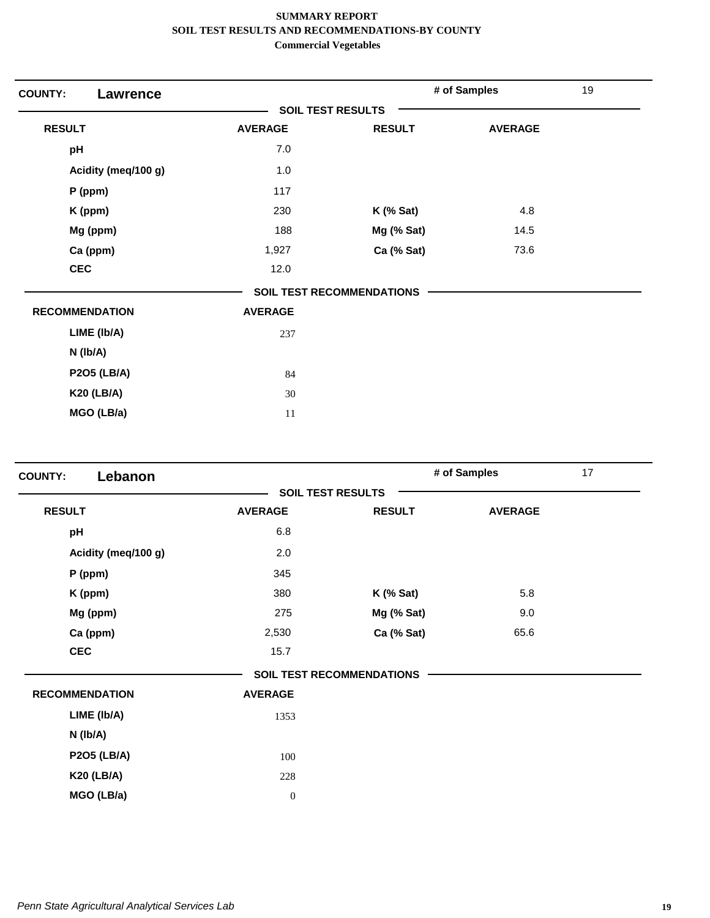**SUMMARY REPORT**
**SOIL TEST RESULTS AND RECOMMENDATIONS-BY COUNTY**
**Commercial Vegetables**

## COUNTY: Lawrence

**# of Samples:** 19

### SOIL TEST RESULTS

| RESULT | AVERAGE | RESULT | AVERAGE |
|---|---|---|---|
| pH | 7.0 | | |
| Acidity (meq/100 g) | 1.0 | | |
| P (ppm) | 117 | | |
| K (ppm) | 230 | K (% Sat) | 4.8 |
| Mg (ppm) | 188 | Mg (% Sat) | 14.5 |
| Ca (ppm) | 1,927 | Ca (% Sat) | 73.6 |
| CEC | 12.0 | | |

### SOIL TEST RECOMMENDATIONS

| RECOMMENDATION | AVERAGE |
|---|---|
| LIME (lb/A) | 237 |
| N (lb/A) | |
| P2O5 (LB/A) | 84 |
| K20 (LB/A) | 30 |
| MGO (LB/a) | 11 |

## COUNTY: Lebanon

**# of Samples:** 17

### SOIL TEST RESULTS

| RESULT | AVERAGE | RESULT | AVERAGE |
|---|---|---|---|
| pH | 6.8 | | |
| Acidity (meq/100 g) | 2.0 | | |
| P (ppm) | 345 | | |
| K (ppm) | 380 | K (% Sat) | 5.8 |
| Mg (ppm) | 275 | Mg (% Sat) | 9.0 |
| Ca (ppm) | 2,530 | Ca (% Sat) | 65.6 |
| CEC | 15.7 | | |

### SOIL TEST RECOMMENDATIONS

| RECOMMENDATION | AVERAGE |
|---|---|
| LIME (lb/A) | 1353 |
| N (lb/A) | |
| P2O5 (LB/A) | 100 |
| K20 (LB/A) | 228 |
| MGO (LB/a) | 0 |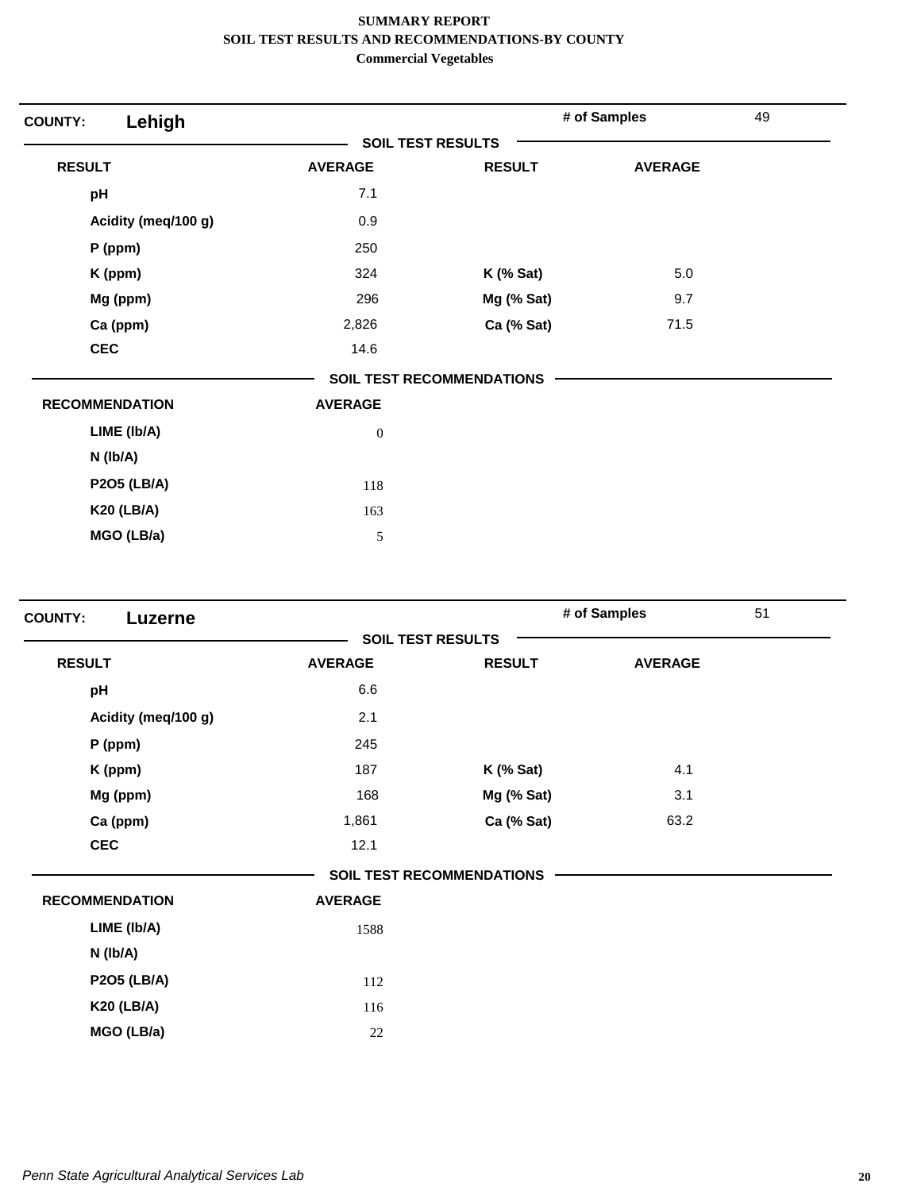**SUMMARY REPORT**
**SOIL TEST RESULTS AND RECOMMENDATIONS-BY COUNTY**
**Commercial Vegetables**

## COUNTY: Lehigh

**# of Samples:** 49

### SOIL TEST RESULTS

| RESULT | AVERAGE | RESULT | AVERAGE |
|---|---|---|---|
| pH | 7.1 | | |
| Acidity (meq/100 g) | 0.9 | | |
| P (ppm) | 250 | | |
| K (ppm) | 324 | K (% Sat) | 5.0 |
| Mg (ppm) | 296 | Mg (% Sat) | 9.7 |
| Ca (ppm) | 2,826 | Ca (% Sat) | 71.5 |
| CEC | 14.6 | | |

### SOIL TEST RECOMMENDATIONS

| RECOMMENDATION | AVERAGE |
|---|---|
| LIME (lb/A) | 0 |
| N (lb/A) | |
| P2O5 (LB/A) | 118 |
| K20 (LB/A) | 163 |
| MGO (LB/a) | 5 |

## COUNTY: Luzerne

**# of Samples:** 51

### SOIL TEST RESULTS

| RESULT | AVERAGE | RESULT | AVERAGE |
|---|---|---|---|
| pH | 6.6 | | |
| Acidity (meq/100 g) | 2.1 | | |
| P (ppm) | 245 | | |
| K (ppm) | 187 | K (% Sat) | 4.1 |
| Mg (ppm) | 168 | Mg (% Sat) | 3.1 |
| Ca (ppm) | 1,861 | Ca (% Sat) | 63.2 |
| CEC | 12.1 | | |

### SOIL TEST RECOMMENDATIONS

| RECOMMENDATION | AVERAGE |
|---|---|
| LIME (lb/A) | 1588 |
| N (lb/A) | |
| P2O5 (LB/A) | 112 |
| K20 (LB/A) | 116 |
| MGO (LB/a) | 22 |

*Penn State Agricultural Analytical Services Lab*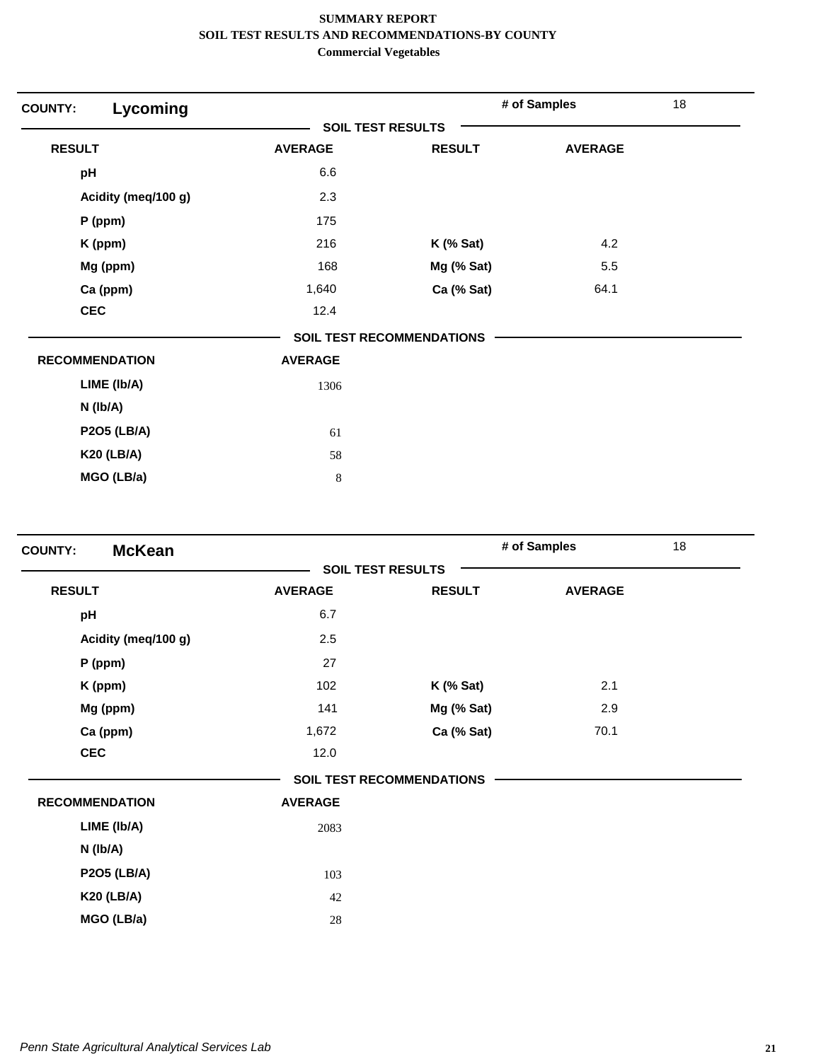**SUMMARY REPORT**
**SOIL TEST RESULTS AND RECOMMENDATIONS-BY COUNTY**
**Commercial Vegetables**

## COUNTY: Lycoming

**# of Samples** 18

### SOIL TEST RESULTS

| RESULT | AVERAGE | RESULT | AVERAGE |
|---|---|---|---|
| pH | 6.6 | | |
| Acidity (meq/100 g) | 2.3 | | |
| P (ppm) | 175 | | |
| K (ppm) | 216 | K (% Sat) | 4.2 |
| Mg (ppm) | 168 | Mg (% Sat) | 5.5 |
| Ca (ppm) | 1,640 | Ca (% Sat) | 64.1 |
| CEC | 12.4 | | |

### SOIL TEST RECOMMENDATIONS

| RECOMMENDATION | AVERAGE |
|---|---|
| LIME (lb/A) | 1306 |
| N (lb/A) | |
| P2O5 (LB/A) | 61 |
| K20 (LB/A) | 58 |
| MGO (LB/a) | 8 |

## COUNTY: McKean

**# of Samples** 18

### SOIL TEST RESULTS

| RESULT | AVERAGE | RESULT | AVERAGE |
|---|---|---|---|
| pH | 6.7 | | |
| Acidity (meq/100 g) | 2.5 | | |
| P (ppm) | 27 | | |
| K (ppm) | 102 | K (% Sat) | 2.1 |
| Mg (ppm) | 141 | Mg (% Sat) | 2.9 |
| Ca (ppm) | 1,672 | Ca (% Sat) | 70.1 |
| CEC | 12.0 | | |

### SOIL TEST RECOMMENDATIONS

| RECOMMENDATION | AVERAGE |
|---|---|
| LIME (lb/A) | 2083 |
| N (lb/A) | |
| P2O5 (LB/A) | 103 |
| K20 (LB/A) | 42 |
| MGO (LB/a) | 28 |

*Penn State Agricultural Analytical Services Lab*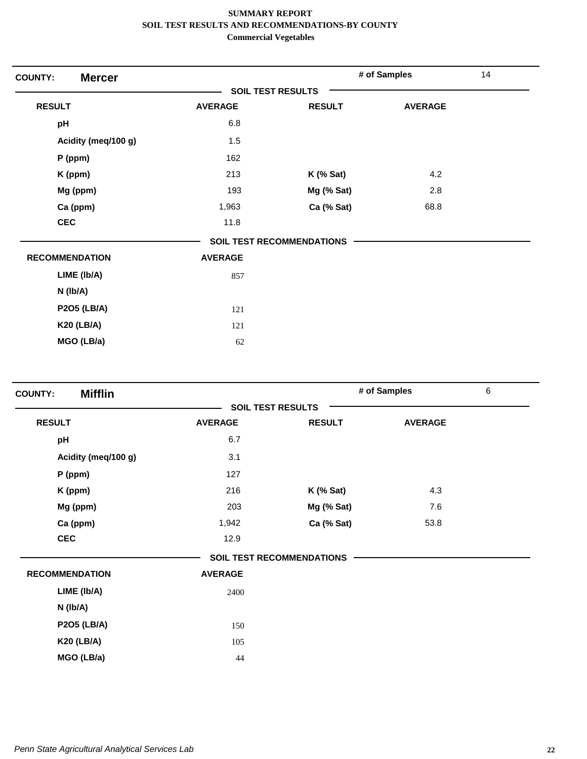# SUMMARY REPORT
## SOIL TEST RESULTS AND RECOMMENDATIONS-BY COUNTY
### Commercial Vegetables

**COUNTY:** **Mercer** | **# of Samples** 14

**SOIL TEST RESULTS**

| RESULT | AVERAGE | RESULT | AVERAGE |
|---|---|---|---|
| pH | 6.8 | | |
| Acidity (meq/100 g) | 1.5 | | |
| P (ppm) | 162 | | |
| K (ppm) | 213 | K (% Sat) | 4.2 |
| Mg (ppm) | 193 | Mg (% Sat) | 2.8 |
| Ca (ppm) | 1,963 | Ca (% Sat) | 68.8 |
| CEC | 11.8 | | |

**SOIL TEST RECOMMENDATIONS**

| RECOMMENDATION | AVERAGE |
|---|---|
| LIME (lb/A) | 857 |
| N (lb/A) | |
| P2O5 (LB/A) | 121 |
| K20 (LB/A) | 121 |
| MGO (LB/a) | 62 |

**COUNTY:** **Mifflin** | **# of Samples** 6

**SOIL TEST RESULTS**

| RESULT | AVERAGE | RESULT | AVERAGE |
|---|---|---|---|
| pH | 6.7 | | |
| Acidity (meq/100 g) | 3.1 | | |
| P (ppm) | 127 | | |
| K (ppm) | 216 | K (% Sat) | 4.3 |
| Mg (ppm) | 203 | Mg (% Sat) | 7.6 |
| Ca (ppm) | 1,942 | Ca (% Sat) | 53.8 |
| CEC | 12.9 | | |

**SOIL TEST RECOMMENDATIONS**

| RECOMMENDATION | AVERAGE |
|---|---|
| LIME (lb/A) | 2400 |
| N (lb/A) | |
| P2O5 (LB/A) | 150 |
| K20 (LB/A) | 105 |
| MGO (LB/a) | 44 |

*Penn State Agricultural Analytical Services Lab*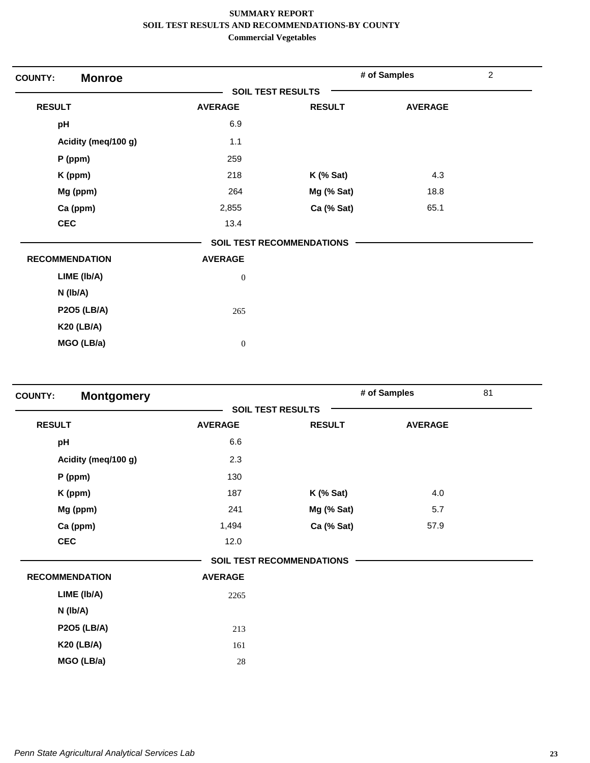**SUMMARY REPORT**
**SOIL TEST RESULTS AND RECOMMENDATIONS-BY COUNTY**
**Commercial Vegetables**

## COUNTY: Monroe

**# of Samples:** 2

### SOIL TEST RESULTS

| RESULT | AVERAGE | RESULT | AVERAGE |
|---|---|---|---|
| pH | 6.9 | | |
| Acidity (meq/100 g) | 1.1 | | |
| P (ppm) | 259 | | |
| K (ppm) | 218 | K (% Sat) | 4.3 |
| Mg (ppm) | 264 | Mg (% Sat) | 18.8 |
| Ca (ppm) | 2,855 | Ca (% Sat) | 65.1 |
| CEC | 13.4 | | |

### SOIL TEST RECOMMENDATIONS

| RECOMMENDATION | AVERAGE |
|---|---|
| LIME (lb/A) | 0 |
| N (lb/A) | |
| P2O5 (LB/A) | 265 |
| K20 (LB/A) | |
| MGO (LB/a) | 0 |

## COUNTY: Montgomery

**# of Samples:** 81

### SOIL TEST RESULTS

| RESULT | AVERAGE | RESULT | AVERAGE |
|---|---|---|---|
| pH | 6.6 | | |
| Acidity (meq/100 g) | 2.3 | | |
| P (ppm) | 130 | | |
| K (ppm) | 187 | K (% Sat) | 4.0 |
| Mg (ppm) | 241 | Mg (% Sat) | 5.7 |
| Ca (ppm) | 1,494 | Ca (% Sat) | 57.9 |
| CEC | 12.0 | | |

### SOIL TEST RECOMMENDATIONS

| RECOMMENDATION | AVERAGE |
|---|---|
| LIME (lb/A) | 2265 |
| N (lb/A) | |
| P2O5 (LB/A) | 213 |
| K20 (LB/A) | 161 |
| MGO (LB/a) | 28 |

*Penn State Agricultural Analytical Services Lab*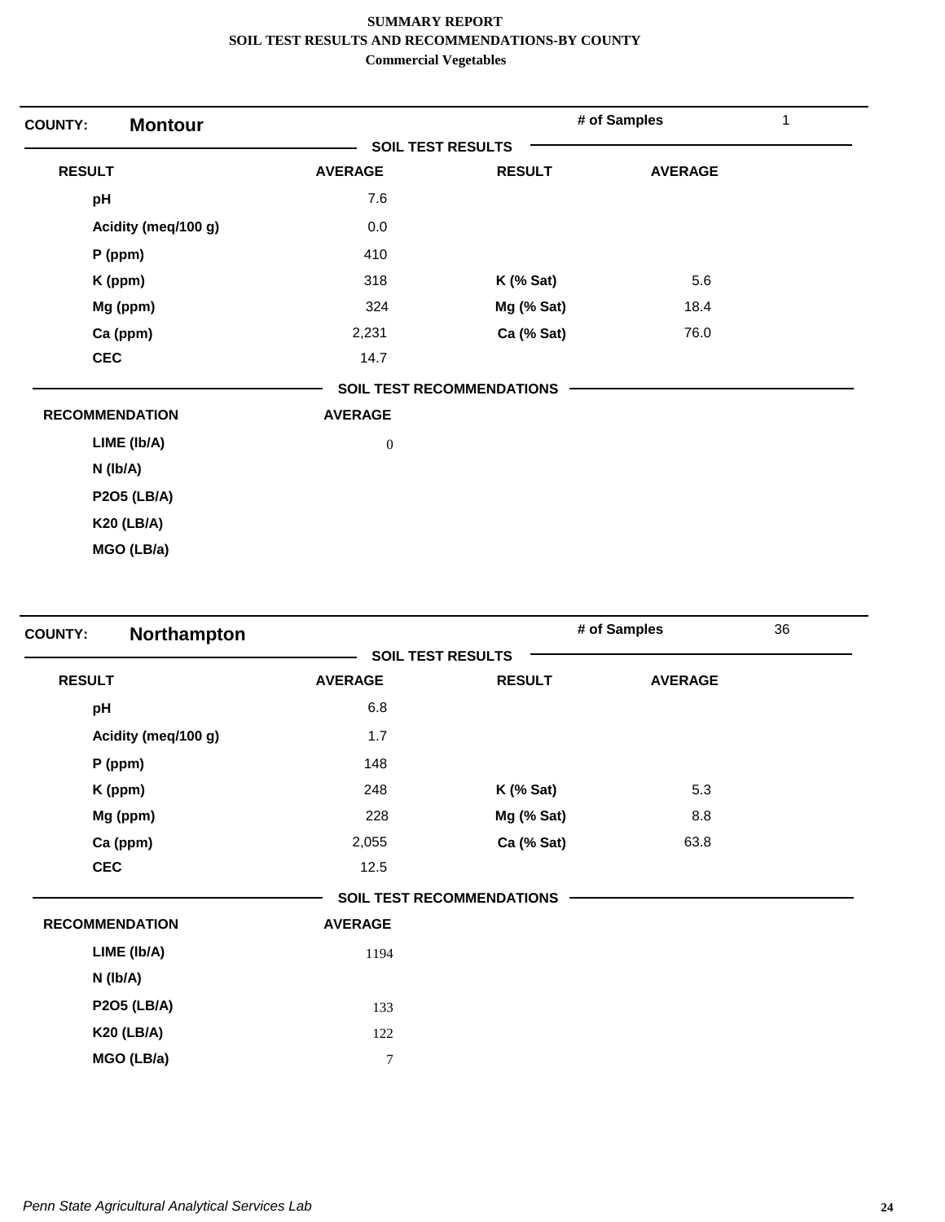# SUMMARY REPORT
## SOIL TEST RESULTS AND RECOMMENDATIONS-BY COUNTY
### Commercial Vegetables

**COUNTY:** **Montour** | **# of Samples** 1

**SOIL TEST RESULTS**

| RESULT | AVERAGE | RESULT | AVERAGE |
|---|---|---|---|
| pH | 7.6 | | |
| Acidity (meq/100 g) | 0.0 | | |
| P (ppm) | 410 | | |
| K (ppm) | 318 | K (% Sat) | 5.6 |
| Mg (ppm) | 324 | Mg (% Sat) | 18.4 |
| Ca (ppm) | 2,231 | Ca (% Sat) | 76.0 |
| CEC | 14.7 | | |

**SOIL TEST RECOMMENDATIONS**

| RECOMMENDATION | AVERAGE |
|---|---|
| LIME (lb/A) | 0 |
| N (lb/A) | |
| P2O5 (LB/A) | |
| K20 (LB/A) | |
| MGO (LB/a) | |

**COUNTY:** **Northampton** | **# of Samples** 36

**SOIL TEST RESULTS**

| RESULT | AVERAGE | RESULT | AVERAGE |
|---|---|---|---|
| pH | 6.8 | | |
| Acidity (meq/100 g) | 1.7 | | |
| P (ppm) | 148 | | |
| K (ppm) | 248 | K (% Sat) | 5.3 |
| Mg (ppm) | 228 | Mg (% Sat) | 8.8 |
| Ca (ppm) | 2,055 | Ca (% Sat) | 63.8 |
| CEC | 12.5 | | |

**SOIL TEST RECOMMENDATIONS**

| RECOMMENDATION | AVERAGE |
|---|---|
| LIME (lb/A) | 1194 |
| N (lb/A) | |
| P2O5 (LB/A) | 133 |
| K20 (LB/A) | 122 |
| MGO (LB/a) | 7 |

*Penn State Agricultural Analytical Services Lab*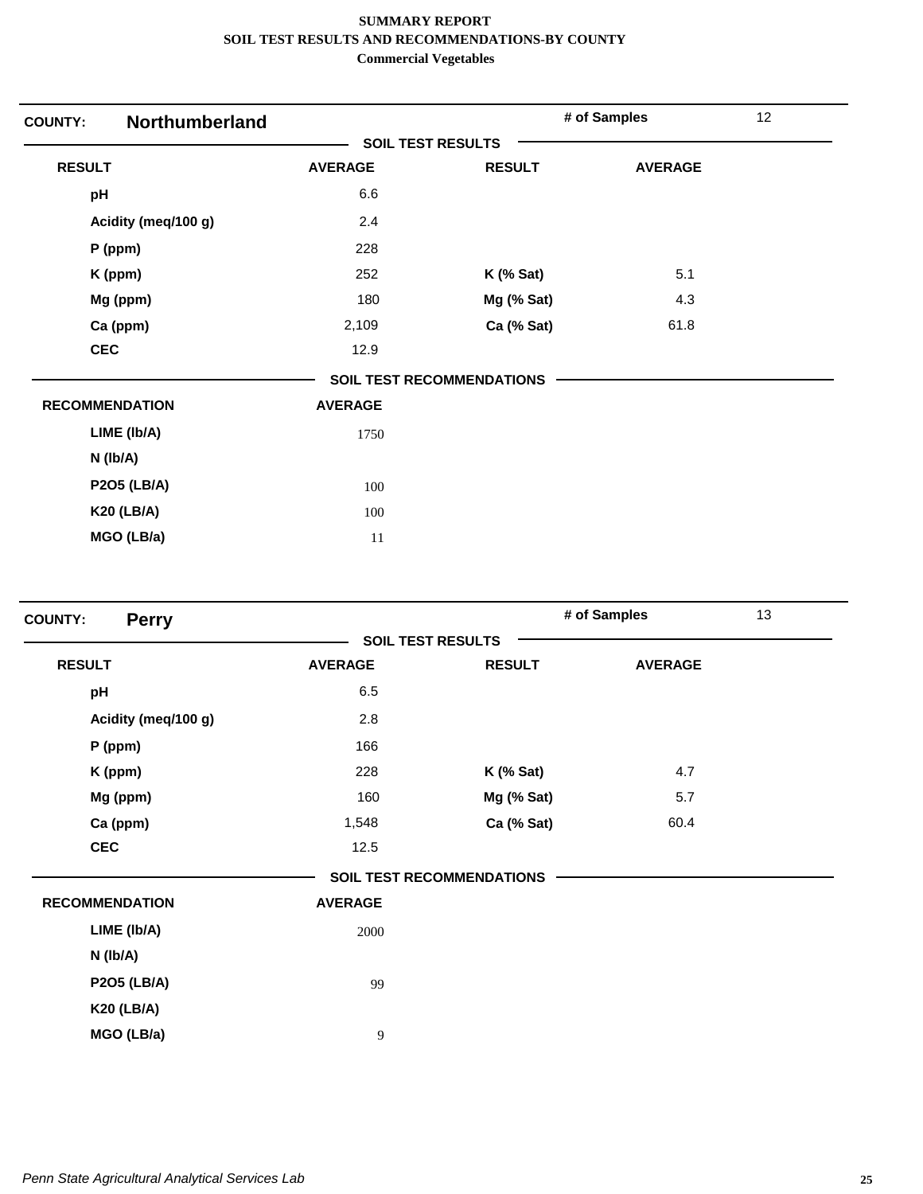**SUMMARY REPORT**
**SOIL TEST RESULTS AND RECOMMENDATIONS-BY COUNTY**
**Commercial Vegetables**

## COUNTY: Northumberland

**# of Samples:** 12

### SOIL TEST RESULTS

| RESULT | AVERAGE | RESULT | AVERAGE |
|---|---|---|---|
| pH | 6.6 | | |
| Acidity (meq/100 g) | 2.4 | | |
| P (ppm) | 228 | | |
| K (ppm) | 252 | K (% Sat) | 5.1 |
| Mg (ppm) | 180 | Mg (% Sat) | 4.3 |
| Ca (ppm) | 2,109 | Ca (% Sat) | 61.8 |
| CEC | 12.9 | | |

### SOIL TEST RECOMMENDATIONS

| RECOMMENDATION | AVERAGE |
|---|---|
| LIME (lb/A) | 1750 |
| N (lb/A) | |
| P2O5 (LB/A) | 100 |
| K20 (LB/A) | 100 |
| MGO (LB/a) | 11 |

## COUNTY: Perry

**# of Samples:** 13

### SOIL TEST RESULTS

| RESULT | AVERAGE | RESULT | AVERAGE |
|---|---|---|---|
| pH | 6.5 | | |
| Acidity (meq/100 g) | 2.8 | | |
| P (ppm) | 166 | | |
| K (ppm) | 228 | K (% Sat) | 4.7 |
| Mg (ppm) | 160 | Mg (% Sat) | 5.7 |
| Ca (ppm) | 1,548 | Ca (% Sat) | 60.4 |
| CEC | 12.5 | | |

### SOIL TEST RECOMMENDATIONS

| RECOMMENDATION | AVERAGE |
|---|---|
| LIME (lb/A) | 2000 |
| N (lb/A) | |
| P2O5 (LB/A) | 99 |
| K20 (LB/A) | |
| MGO (LB/a) | 9 |

*Penn State Agricultural Analytical Services Lab*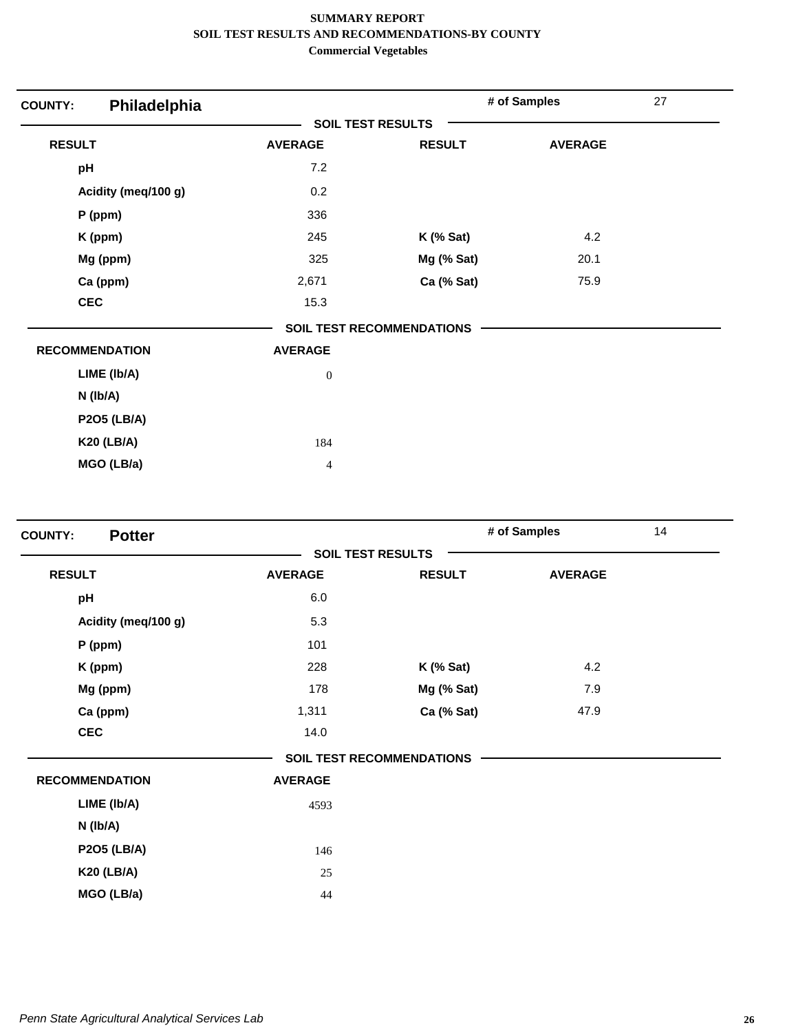**SUMMARY REPORT**
**SOIL TEST RESULTS AND RECOMMENDATIONS-BY COUNTY**
**Commercial Vegetables**

## COUNTY: Philadelphia

**# of Samples** 27

### SOIL TEST RESULTS

| RESULT | AVERAGE | RESULT | AVERAGE |
|---|---|---|---|
| pH | 7.2 | | |
| Acidity (meq/100 g) | 0.2 | | |
| P (ppm) | 336 | | |
| K (ppm) | 245 | K (% Sat) | 4.2 |
| Mg (ppm) | 325 | Mg (% Sat) | 20.1 |
| Ca (ppm) | 2,671 | Ca (% Sat) | 75.9 |
| CEC | 15.3 | | |

### SOIL TEST RECOMMENDATIONS

| RECOMMENDATION | AVERAGE |
|---|---|
| LIME (lb/A) | 0 |
| N (lb/A) | |
| P2O5 (LB/A) | |
| K20 (LB/A) | 184 |
| MGO (LB/a) | 4 |

## COUNTY: Potter

**# of Samples** 14

### SOIL TEST RESULTS

| RESULT | AVERAGE | RESULT | AVERAGE |
|---|---|---|---|
| pH | 6.0 | | |
| Acidity (meq/100 g) | 5.3 | | |
| P (ppm) | 101 | | |
| K (ppm) | 228 | K (% Sat) | 4.2 |
| Mg (ppm) | 178 | Mg (% Sat) | 7.9 |
| Ca (ppm) | 1,311 | Ca (% Sat) | 47.9 |
| CEC | 14.0 | | |

### SOIL TEST RECOMMENDATIONS

| RECOMMENDATION | AVERAGE |
|---|---|
| LIME (lb/A) | 4593 |
| N (lb/A) | |
| P2O5 (LB/A) | 146 |
| K20 (LB/A) | 25 |
| MGO (LB/a) | 44 |

*Penn State Agricultural Analytical Services Lab*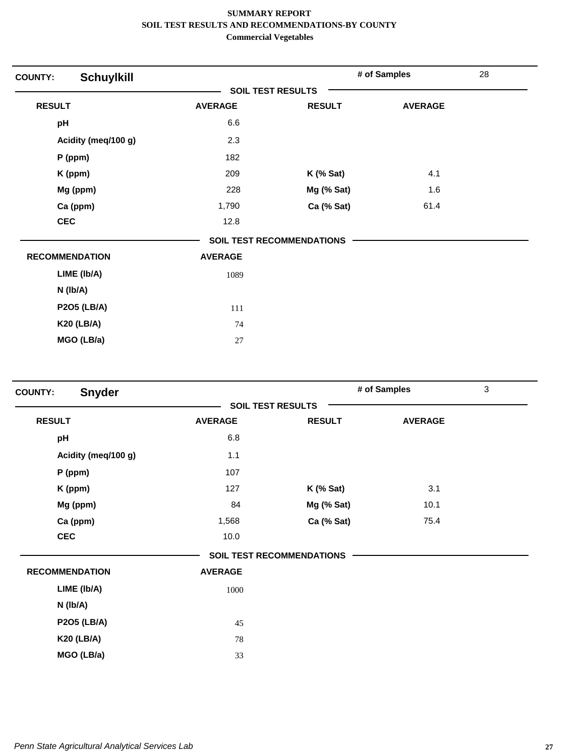**SUMMARY REPORT**
**SOIL TEST RESULTS AND RECOMMENDATIONS-BY COUNTY**
**Commercial Vegetables**

**COUNTY: Schuylkill** — **# of Samples** 28

**SOIL TEST RESULTS**

| RESULT | AVERAGE | RESULT | AVERAGE |
|---|---|---|---|
| pH | 6.6 | | |
| Acidity (meq/100 g) | 2.3 | | |
| P (ppm) | 182 | | |
| K (ppm) | 209 | K (% Sat) | 4.1 |
| Mg (ppm) | 228 | Mg (% Sat) | 1.6 |
| Ca (ppm) | 1,790 | Ca (% Sat) | 61.4 |
| CEC | 12.8 | | |

**SOIL TEST RECOMMENDATIONS**

| RECOMMENDATION | AVERAGE |
|---|---|
| LIME (lb/A) | 1089 |
| N (lb/A) | |
| P2O5 (LB/A) | 111 |
| K20 (LB/A) | 74 |
| MGO (LB/a) | 27 |

**COUNTY: Snyder** — **# of Samples** 3

**SOIL TEST RESULTS**

| RESULT | AVERAGE | RESULT | AVERAGE |
|---|---|---|---|
| pH | 6.8 | | |
| Acidity (meq/100 g) | 1.1 | | |
| P (ppm) | 107 | | |
| K (ppm) | 127 | K (% Sat) | 3.1 |
| Mg (ppm) | 84 | Mg (% Sat) | 10.1 |
| Ca (ppm) | 1,568 | Ca (% Sat) | 75.4 |
| CEC | 10.0 | | |

**SOIL TEST RECOMMENDATIONS**

| RECOMMENDATION | AVERAGE |
|---|---|
| LIME (lb/A) | 1000 |
| N (lb/A) | |
| P2O5 (LB/A) | 45 |
| K20 (LB/A) | 78 |
| MGO (LB/a) | 33 |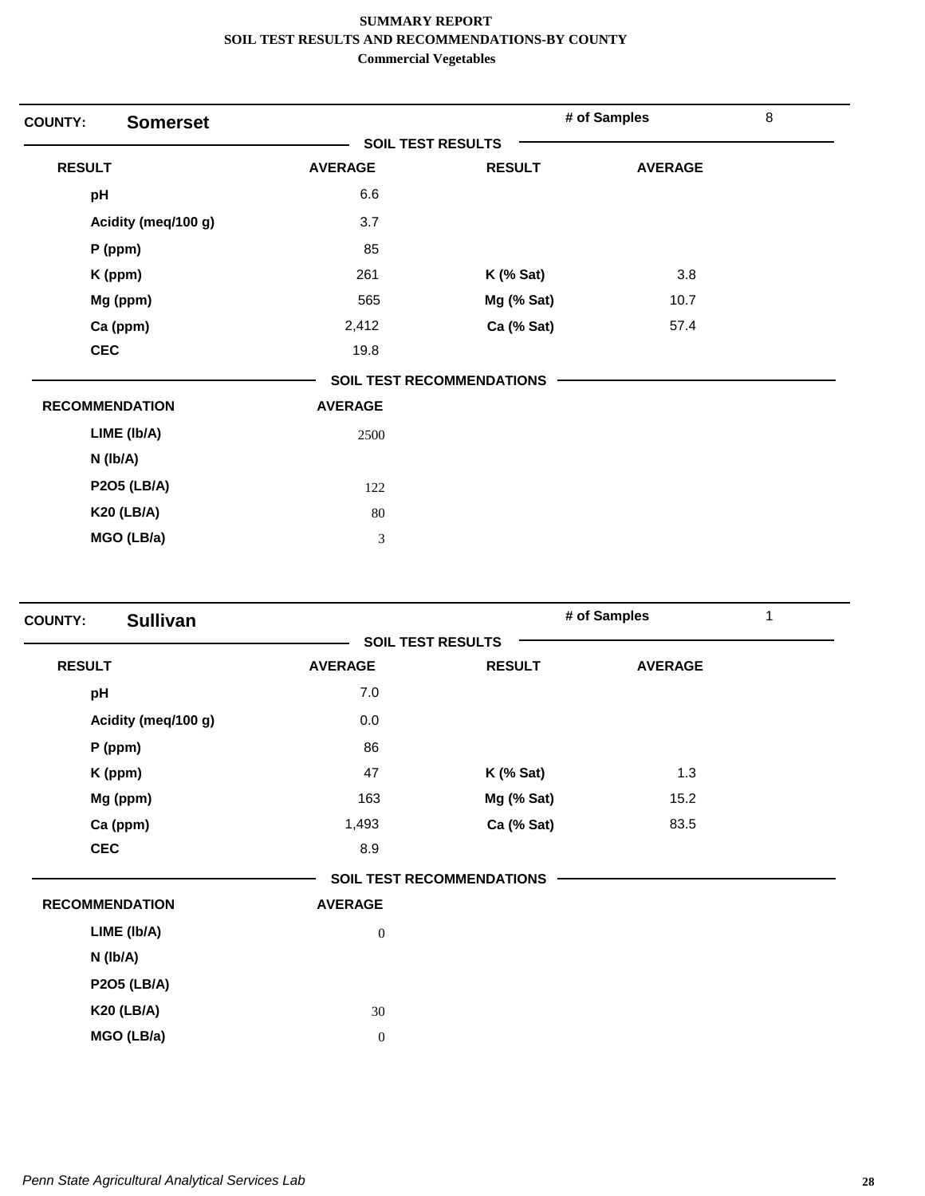**SUMMARY REPORT**
**SOIL TEST RESULTS AND RECOMMENDATIONS-BY COUNTY**
**Commercial Vegetables**

## COUNTY: Somerset

**# of Samples** 8

### SOIL TEST RESULTS

| RESULT | AVERAGE | RESULT | AVERAGE |
|---|---|---|---|
| pH | 6.6 | | |
| Acidity (meq/100 g) | 3.7 | | |
| P (ppm) | 85 | | |
| K (ppm) | 261 | K (% Sat) | 3.8 |
| Mg (ppm) | 565 | Mg (% Sat) | 10.7 |
| Ca (ppm) | 2,412 | Ca (% Sat) | 57.4 |
| CEC | 19.8 | | |

### SOIL TEST RECOMMENDATIONS

| RECOMMENDATION | AVERAGE |
|---|---|
| LIME (lb/A) | 2500 |
| N (lb/A) | |
| P2O5 (LB/A) | 122 |
| K20 (LB/A) | 80 |
| MGO (LB/a) | 3 |

## COUNTY: Sullivan

**# of Samples** 1

### SOIL TEST RESULTS

| RESULT | AVERAGE | RESULT | AVERAGE |
|---|---|---|---|
| pH | 7.0 | | |
| Acidity (meq/100 g) | 0.0 | | |
| P (ppm) | 86 | | |
| K (ppm) | 47 | K (% Sat) | 1.3 |
| Mg (ppm) | 163 | Mg (% Sat) | 15.2 |
| Ca (ppm) | 1,493 | Ca (% Sat) | 83.5 |
| CEC | 8.9 | | |

### SOIL TEST RECOMMENDATIONS

| RECOMMENDATION | AVERAGE |
|---|---|
| LIME (lb/A) | 0 |
| N (lb/A) | |
| P2O5 (LB/A) | |
| K20 (LB/A) | 30 |
| MGO (LB/a) | 0 |

*Penn State Agricultural Analytical Services Lab*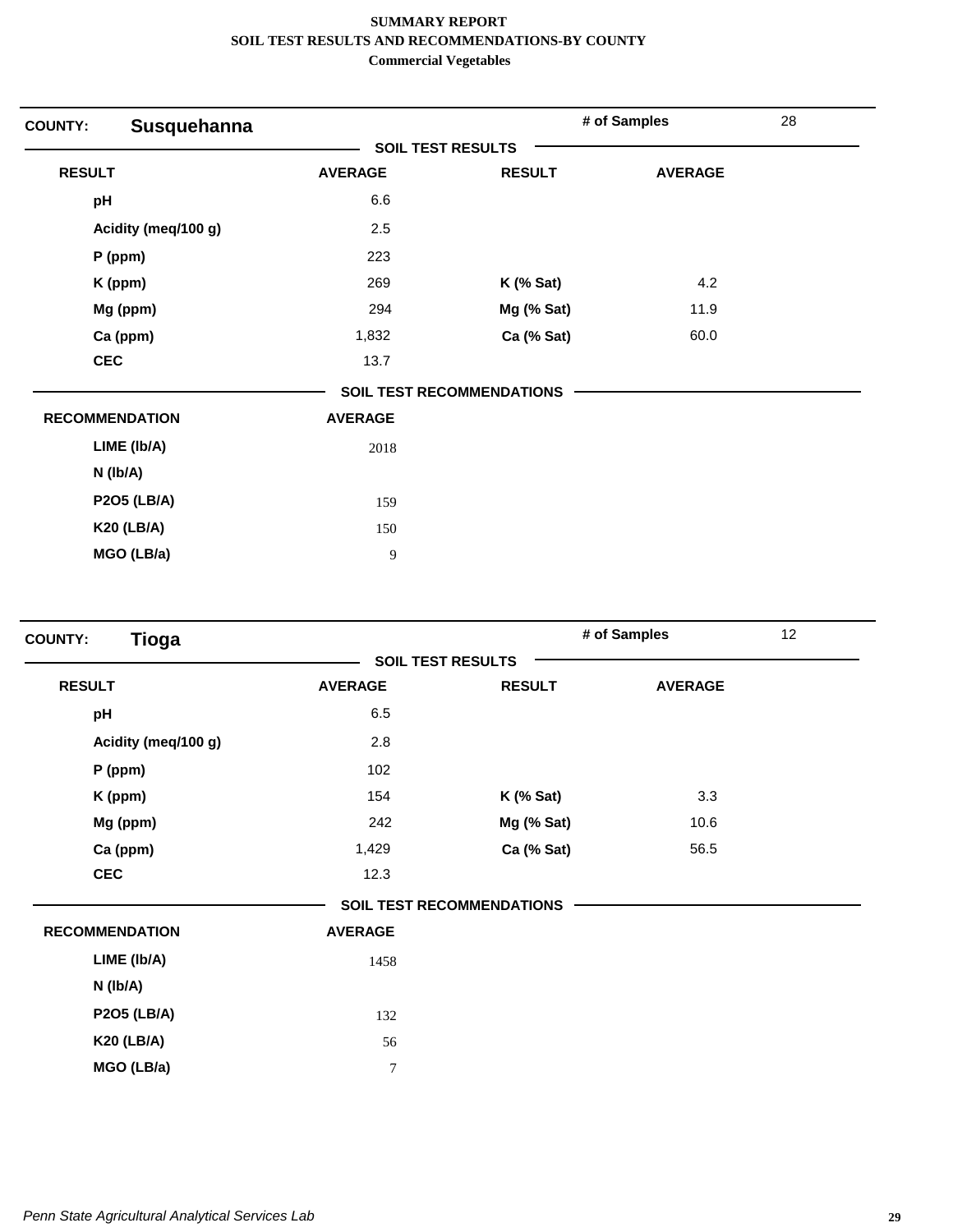# SUMMARY REPORT
## SOIL TEST RESULTS AND RECOMMENDATIONS-BY COUNTY
### Commercial Vegetables

**COUNTY: Susquehanna** — **# of Samples** 28

**SOIL TEST RESULTS**

| RESULT | AVERAGE | RESULT | AVERAGE |
|---|---|---|---|
| pH | 6.6 | | |
| Acidity (meq/100 g) | 2.5 | | |
| P (ppm) | 223 | | |
| K (ppm) | 269 | K (% Sat) | 4.2 |
| Mg (ppm) | 294 | Mg (% Sat) | 11.9 |
| Ca (ppm) | 1,832 | Ca (% Sat) | 60.0 |
| CEC | 13.7 | | |

**SOIL TEST RECOMMENDATIONS**

| RECOMMENDATION | AVERAGE |
|---|---|
| LIME (lb/A) | 2018 |
| N (lb/A) | |
| P2O5 (LB/A) | 159 |
| K20 (LB/A) | 150 |
| MGO (LB/a) | 9 |

**COUNTY: Tioga** — **# of Samples** 12

**SOIL TEST RESULTS**

| RESULT | AVERAGE | RESULT | AVERAGE |
|---|---|---|---|
| pH | 6.5 | | |
| Acidity (meq/100 g) | 2.8 | | |
| P (ppm) | 102 | | |
| K (ppm) | 154 | K (% Sat) | 3.3 |
| Mg (ppm) | 242 | Mg (% Sat) | 10.6 |
| Ca (ppm) | 1,429 | Ca (% Sat) | 56.5 |
| CEC | 12.3 | | |

**SOIL TEST RECOMMENDATIONS**

| RECOMMENDATION | AVERAGE |
|---|---|
| LIME (lb/A) | 1458 |
| N (lb/A) | |
| P2O5 (LB/A) | 132 |
| K20 (LB/A) | 56 |
| MGO (LB/a) | 7 |

*Penn State Agricultural Analytical Services Lab*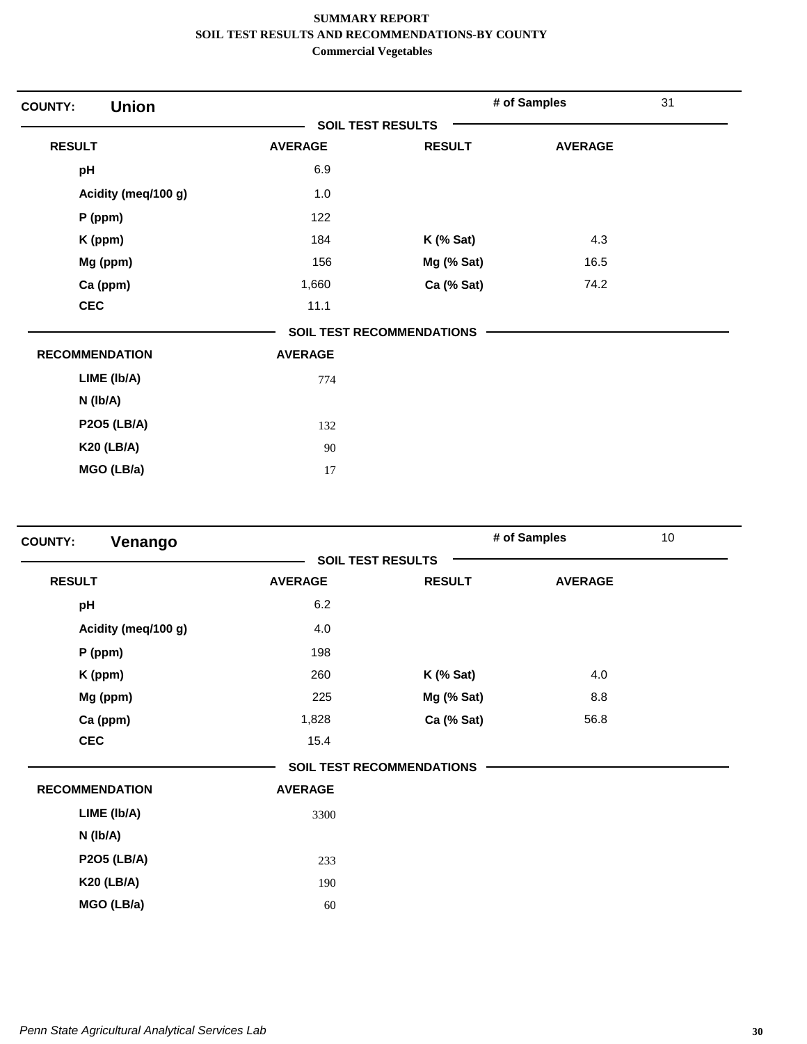# SUMMARY REPORT
## SOIL TEST RESULTS AND RECOMMENDATIONS-BY COUNTY
### Commercial Vegetables

**COUNTY:** **Union** — # of Samples: 31

**SOIL TEST RESULTS**

| RESULT | AVERAGE | RESULT | AVERAGE |
|---|---|---|---|
| pH | 6.9 | | |
| Acidity (meq/100 g) | 1.0 | | |
| P (ppm) | 122 | | |
| K (ppm) | 184 | K (% Sat) | 4.3 |
| Mg (ppm) | 156 | Mg (% Sat) | 16.5 |
| Ca (ppm) | 1,660 | Ca (% Sat) | 74.2 |
| CEC | 11.1 | | |

**SOIL TEST RECOMMENDATIONS**

| RECOMMENDATION | AVERAGE |
|---|---|
| LIME (lb/A) | 774 |
| N (lb/A) | |
| P2O5 (LB/A) | 132 |
| K20 (LB/A) | 90 |
| MGO (LB/a) | 17 |

**COUNTY:** **Venango** — # of Samples: 10

**SOIL TEST RESULTS**

| RESULT | AVERAGE | RESULT | AVERAGE |
|---|---|---|---|
| pH | 6.2 | | |
| Acidity (meq/100 g) | 4.0 | | |
| P (ppm) | 198 | | |
| K (ppm) | 260 | K (% Sat) | 4.0 |
| Mg (ppm) | 225 | Mg (% Sat) | 8.8 |
| Ca (ppm) | 1,828 | Ca (% Sat) | 56.8 |
| CEC | 15.4 | | |

**SOIL TEST RECOMMENDATIONS**

| RECOMMENDATION | AVERAGE |
|---|---|
| LIME (lb/A) | 3300 |
| N (lb/A) | |
| P2O5 (LB/A) | 233 |
| K20 (LB/A) | 190 |
| MGO (LB/a) | 60 |

*Penn State Agricultural Analytical Services Lab*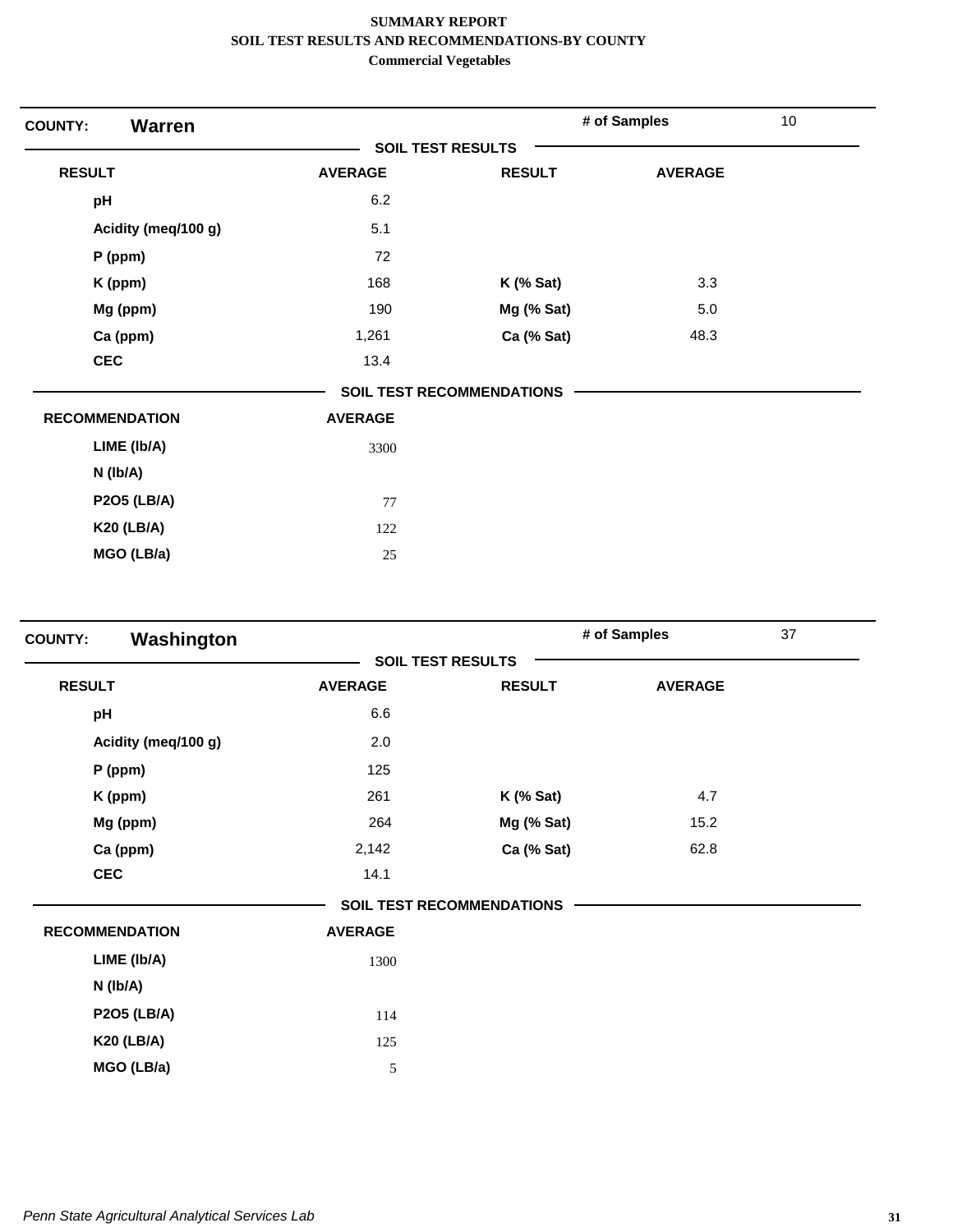# SUMMARY REPORT
## SOIL TEST RESULTS AND RECOMMENDATIONS-BY COUNTY
### Commercial Vegetables

**COUNTY:** **Warren** | **# of Samples** 10

**SOIL TEST RESULTS**

| RESULT | AVERAGE | RESULT | AVERAGE |
|---|---|---|---|
| pH | 6.2 | | |
| Acidity (meq/100 g) | 5.1 | | |
| P (ppm) | 72 | | |
| K (ppm) | 168 | K (% Sat) | 3.3 |
| Mg (ppm) | 190 | Mg (% Sat) | 5.0 |
| Ca (ppm) | 1,261 | Ca (% Sat) | 48.3 |
| CEC | 13.4 | | |

**SOIL TEST RECOMMENDATIONS**

| RECOMMENDATION | AVERAGE |
|---|---|
| LIME (lb/A) | 3300 |
| N (lb/A) | |
| P2O5 (LB/A) | 77 |
| K20 (LB/A) | 122 |
| MGO (LB/a) | 25 |

**COUNTY:** **Washington** | **# of Samples** 37

**SOIL TEST RESULTS**

| RESULT | AVERAGE | RESULT | AVERAGE |
|---|---|---|---|
| pH | 6.6 | | |
| Acidity (meq/100 g) | 2.0 | | |
| P (ppm) | 125 | | |
| K (ppm) | 261 | K (% Sat) | 4.7 |
| Mg (ppm) | 264 | Mg (% Sat) | 15.2 |
| Ca (ppm) | 2,142 | Ca (% Sat) | 62.8 |
| CEC | 14.1 | | |

**SOIL TEST RECOMMENDATIONS**

| RECOMMENDATION | AVERAGE |
|---|---|
| LIME (lb/A) | 1300 |
| N (lb/A) | |
| P2O5 (LB/A) | 114 |
| K20 (LB/A) | 125 |
| MGO (LB/a) | 5 |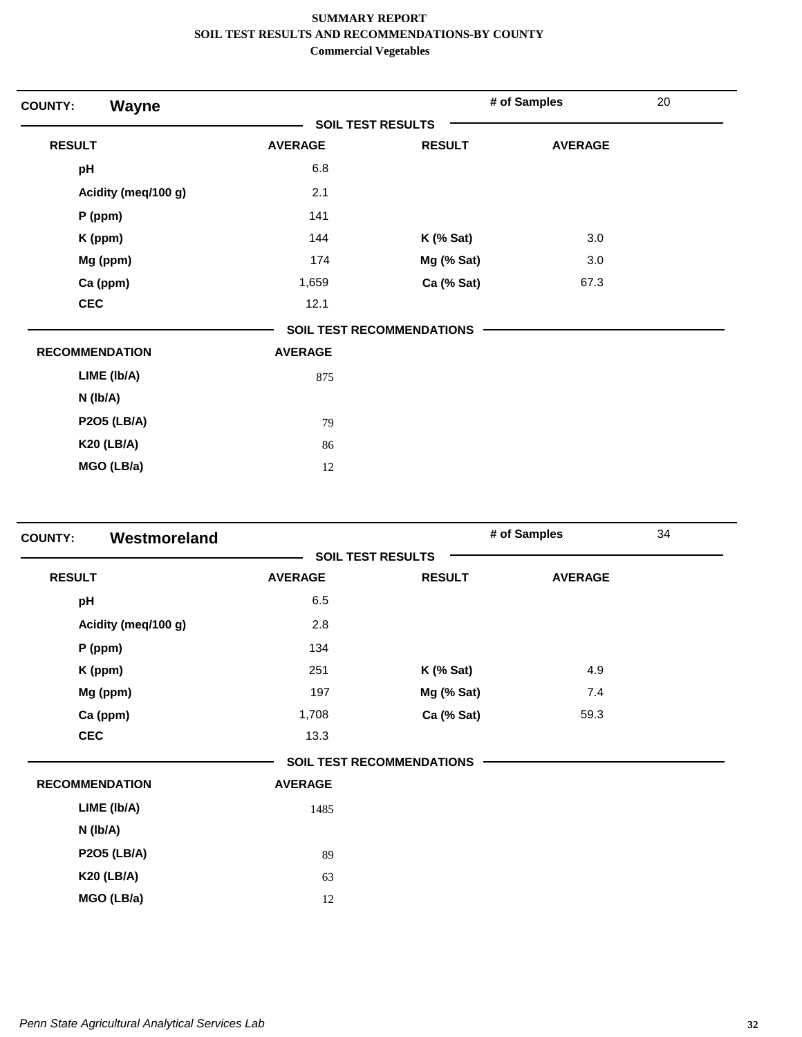# SUMMARY REPORT
## SOIL TEST RESULTS AND RECOMMENDATIONS-BY COUNTY
### Commercial Vegetables

**COUNTY: Wayne** | **# of Samples:** 20

**SOIL TEST RESULTS**

| RESULT | AVERAGE | RESULT | AVERAGE |
|---|---|---|---|
| pH | 6.8 | | |
| Acidity (meq/100 g) | 2.1 | | |
| P (ppm) | 141 | | |
| K (ppm) | 144 | K (% Sat) | 3.0 |
| Mg (ppm) | 174 | Mg (% Sat) | 3.0 |
| Ca (ppm) | 1,659 | Ca (% Sat) | 67.3 |
| CEC | 12.1 | | |

**SOIL TEST RECOMMENDATIONS**

| RECOMMENDATION | AVERAGE |
|---|---|
| LIME (lb/A) | 875 |
| N (lb/A) | |
| P2O5 (LB/A) | 79 |
| K20 (LB/A) | 86 |
| MGO (LB/a) | 12 |

**COUNTY: Westmoreland** | **# of Samples:** 34

**SOIL TEST RESULTS**

| RESULT | AVERAGE | RESULT | AVERAGE |
|---|---|---|---|
| pH | 6.5 | | |
| Acidity (meq/100 g) | 2.8 | | |
| P (ppm) | 134 | | |
| K (ppm) | 251 | K (% Sat) | 4.9 |
| Mg (ppm) | 197 | Mg (% Sat) | 7.4 |
| Ca (ppm) | 1,708 | Ca (% Sat) | 59.3 |
| CEC | 13.3 | | |

**SOIL TEST RECOMMENDATIONS**

| RECOMMENDATION | AVERAGE |
|---|---|
| LIME (lb/A) | 1485 |
| N (lb/A) | |
| P2O5 (LB/A) | 89 |
| K20 (LB/A) | 63 |
| MGO (LB/a) | 12 |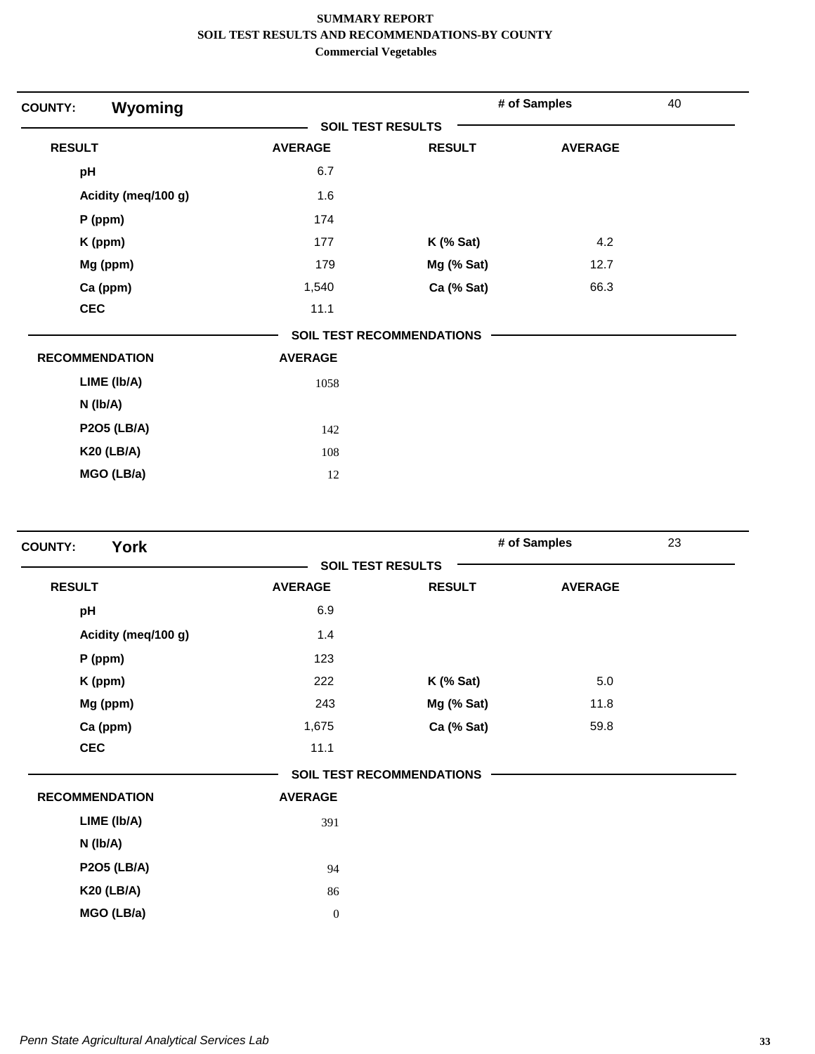# SUMMARY REPORT
## SOIL TEST RESULTS AND RECOMMENDATIONS-BY COUNTY
### Commercial Vegetables

**COUNTY: Wyoming** — # of Samples: 40

**SOIL TEST RESULTS**

| RESULT | AVERAGE | RESULT | AVERAGE |
|---|---|---|---|
| pH | 6.7 | | |
| Acidity (meq/100 g) | 1.6 | | |
| P (ppm) | 174 | | |
| K (ppm) | 177 | K (% Sat) | 4.2 |
| Mg (ppm) | 179 | Mg (% Sat) | 12.7 |
| Ca (ppm) | 1,540 | Ca (% Sat) | 66.3 |
| CEC | 11.1 | | |

**SOIL TEST RECOMMENDATIONS**

| RECOMMENDATION | AVERAGE |
|---|---|
| LIME (lb/A) | 1058 |
| N (lb/A) | |
| P2O5 (LB/A) | 142 |
| K20 (LB/A) | 108 |
| MGO (LB/a) | 12 |

**COUNTY: York** — # of Samples: 23

**SOIL TEST RESULTS**

| RESULT | AVERAGE | RESULT | AVERAGE |
|---|---|---|---|
| pH | 6.9 | | |
| Acidity (meq/100 g) | 1.4 | | |
| P (ppm) | 123 | | |
| K (ppm) | 222 | K (% Sat) | 5.0 |
| Mg (ppm) | 243 | Mg (% Sat) | 11.8 |
| Ca (ppm) | 1,675 | Ca (% Sat) | 59.8 |
| CEC | 11.1 | | |

**SOIL TEST RECOMMENDATIONS**

| RECOMMENDATION | AVERAGE |
|---|---|
| LIME (lb/A) | 391 |
| N (lb/A) | |
| P2O5 (LB/A) | 94 |
| K20 (LB/A) | 86 |
| MGO (LB/a) | 0 |

*Penn State Agricultural Analytical Services Lab*